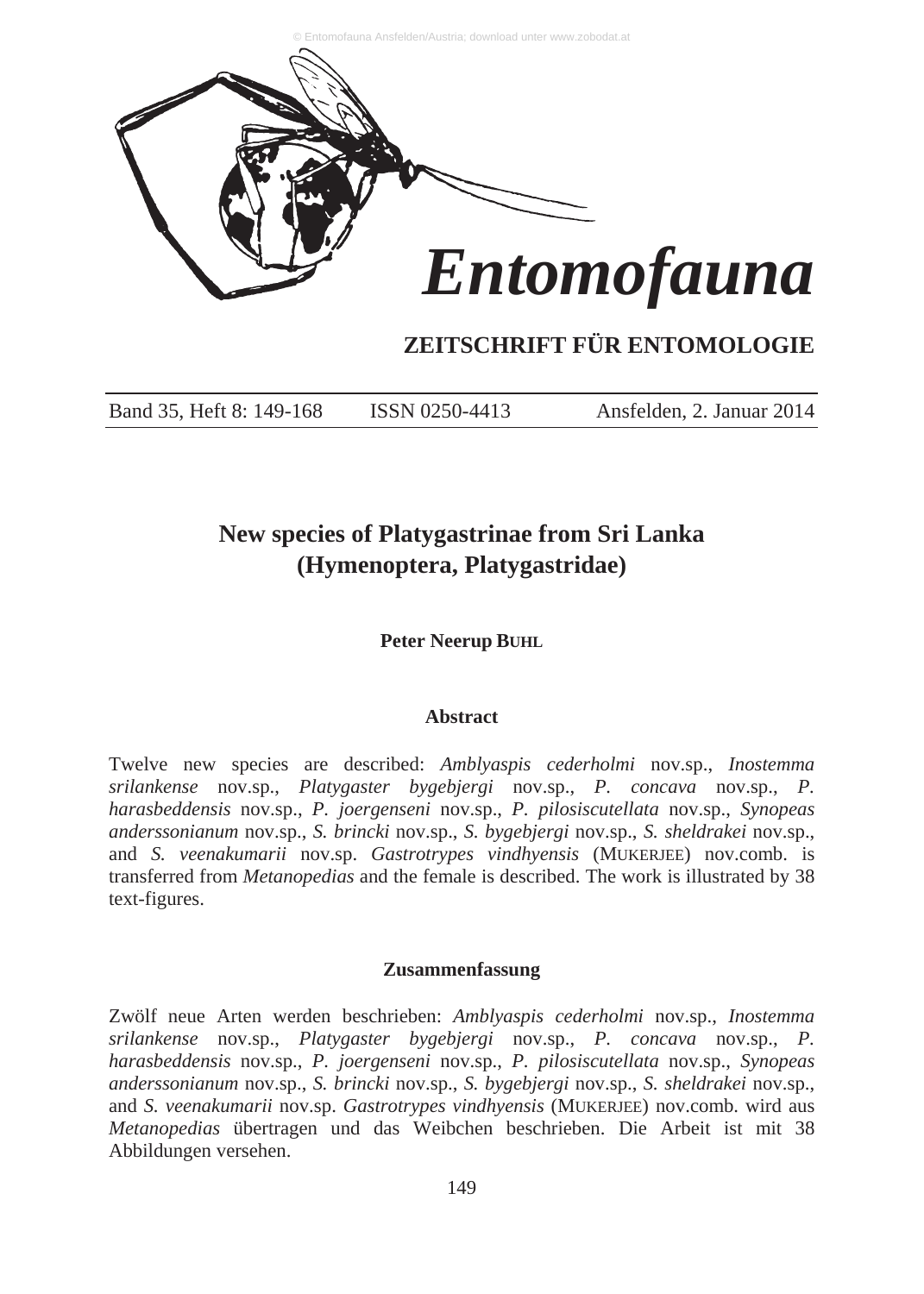# Entomofauna

## ZEITSCHRIFT FÜR ENTOMOLOGIE

Band 35, Heft 8: 149-168 ISSN 0250-4413 Ansfelden, 2. Januar 2014

# New species of Platygastrinae from Sri Lanka (Hymenoptera, Platygastridae)

**Peter Neerup BUHL**

### Abstract

Twelve new species are described: *Amblyaspis cederholmi* nov.sp., *Inostemma srilankense* nov.sp., *Platygaster bygebjergi* nov.sp., *P. concava* nov.sp., *P. harasbeddensis* nov.sp., *P. joergenseni* nov.sp., *P. pilosiscutellata* nov.sp., *Synopeas anderssonianum* nov.sp., *S. brincki* nov.sp., *S. bygebjergi* nov.sp., *S. sheldrakei* nov.sp., and *S. veenakumarii* nov.sp. *Gastrotrypes vindhyensis* (MUKERJEE) nov.comb. is transferred from *Metanopedias* and the female is described. The work is illustrated by 38 text-figures.

### Zusammenfassung

Zwölf neue Arten werden beschrieben: *Amblyaspis cederholmi* nov.sp., *Inostemma srilankense* nov.sp., *Platygaster bygebjergi* nov.sp., *P. concava* nov.sp., *P. harasbeddensis* nov.sp., *P. joergenseni* nov.sp., *P. pilosiscutellata* nov.sp., *Synopeas anderssonianum* nov.sp., *S. brincki* nov.sp., *S. bygebjergi* nov.sp., *S. sheldrakei* nov.sp., and *S. veenakumarii* nov.sp. *Gastrotrypes vindhyensis* (MUKERJEE) nov.comb. wird aus *Metanopedias* übertragen und das Weibchen beschrieben. Die Arbeit ist mit 38 Abbildungen versehen.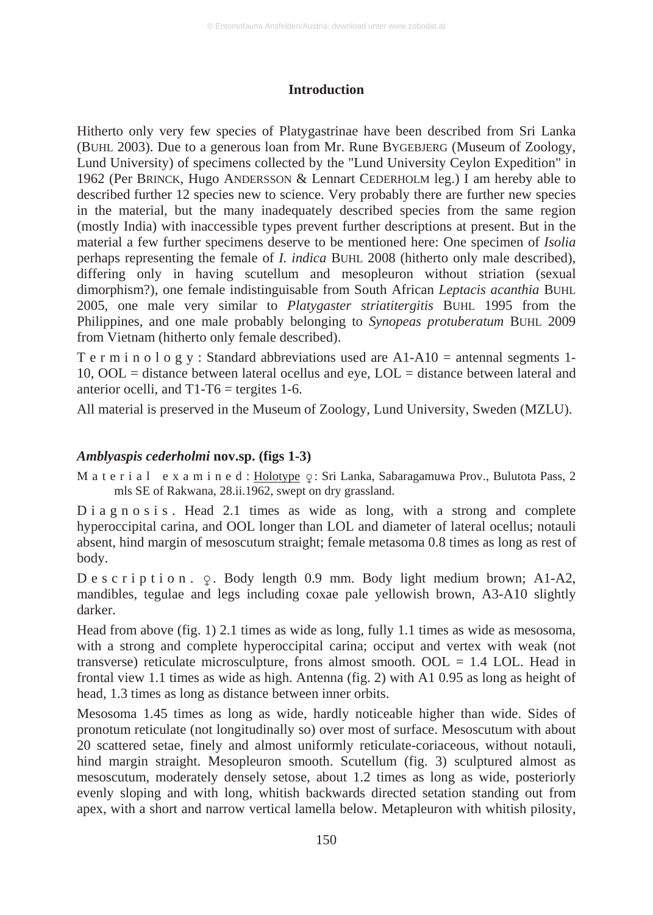## Introduction

Hitherto only very few species of Platygastrinae have been described from Sri Lanka (BUHL 2003). Due to a generous loan from Mr. Rune BYGEBJERG (Museum of Zoology, Lund University) of specimens collected by the "Lund University Ceylon Expedition" in 1962 (Per BRINCK, Hugo ANDERSSON & Lennart CEDERHOLM leg.) I am hereby able to described further 12 species new to science. Very probably there are further new species in the material, but the many inadequately described species from the same region (mostly India) with inaccessible types prevent further descriptions at present. But in the material a few further specimens deserve to be mentioned here: One specimen of *Isolia* perhaps representing the female of *I. indica* BUHL 2008 (hitherto only male described), differing only in having scutellum and mesopleuron without striation (sexual dimorphism?), one female indistinguisable from South African *Leptacis acanthia* BUHL 2005, one male very similar to *Platygaster striatitergitis* BUHL 1995 from the Philippines, and one male probably belonging to *Synopeas protuberatum* BUHL 2009 from Vietnam (hitherto only female described).

Terminology: Standard abbreviations used are A1-A10 = antennal segments 1-10, OOL = distance between lateral ocellus and eye, LOL = distance between lateral and anterior ocelli, and T1-T6 = tergites 1-6.

All material is preserved in the Museum of Zoology, Lund University, Sweden (MZLU).

### *Amblyaspis cederholmi* nov.sp. (figs 1-3)

Material examined: Holotype ♀: Sri Lanka, Sabaragamuwa Prov., Bulutota Pass, 2 mls SE of Rakwana, 28.ii.1962, swept on dry grassland.

Diagnosis. Head 2.1 times as wide as long, with a strong and complete hyperoccipital carina, and OOL longer than LOL and diameter of lateral ocellus; notauli absent, hind margin of mesoscutum straight; female metasoma 0.8 times as long as rest of body.

Description. ♀. Body length 0.9 mm. Body light medium brown; A1-A2, mandibles, tegulae and legs including coxae pale yellowish brown, A3-A10 slightly darker.

Head from above (fig. 1) 2.1 times as wide as long, fully 1.1 times as wide as mesosoma, with a strong and complete hyperoccipital carina; occiput and vertex with weak (not transverse) reticulate microsculpture, frons almost smooth. OOL = 1.4 LOL. Head in frontal view 1.1 times as wide as high. Antenna (fig. 2) with A1 0.95 as long as height of head, 1.3 times as long as distance between inner orbits.

Mesosoma 1.45 times as long as wide, hardly noticeable higher than wide. Sides of pronotum reticulate (not longitudinally so) over most of surface. Mesoscutum with about 20 scattered setae, finely and almost uniformly reticulate-coriaceous, without notauli, hind margin straight. Mesopleuron smooth. Scutellum (fig. 3) sculptured almost as mesoscutum, moderately densely setose, about 1.2 times as long as wide, posteriorly evenly sloping and with long, whitish backwards directed setation standing out from apex, with a short and narrow vertical lamella below. Metapleuron with whitish pilosity,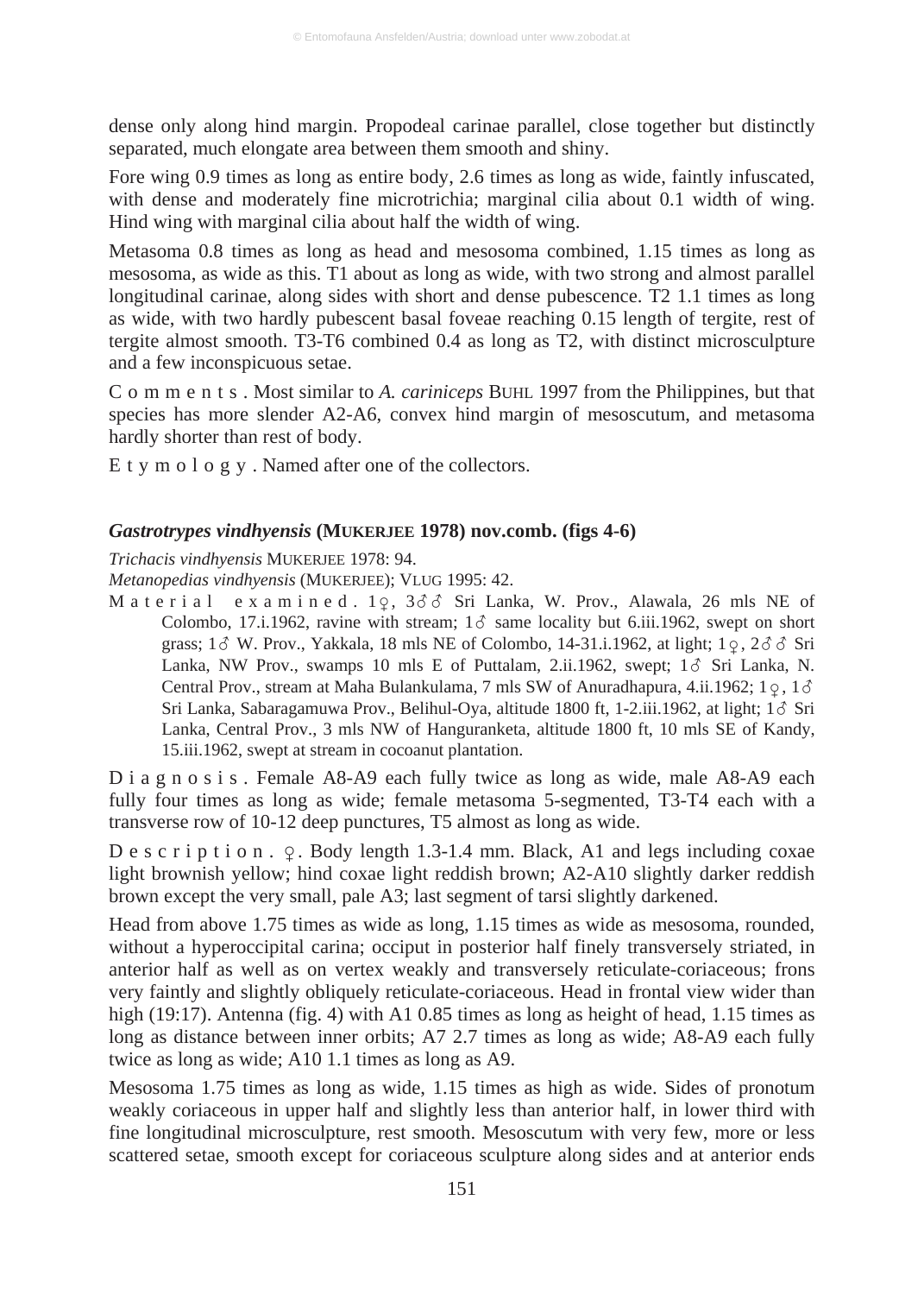dense only along hind margin. Propodeal carinae parallel, close together but distinctly separated, much elongate area between them smooth and shiny.

Fore wing 0.9 times as long as entire body, 2.6 times as long as wide, faintly infuscated, with dense and moderately fine microtrichia; marginal cilia about 0.1 width of wing. Hind wing with marginal cilia about half the width of wing.

Metasoma 0.8 times as long as head and mesosoma combined, 1.15 times as long as mesosoma, as wide as this. T1 about as long as wide, with two strong and almost parallel longitudinal carinae, along sides with short and dense pubescence. T2 1.1 times as long as wide, with two hardly pubescent basal foveae reaching 0.15 length of tergite, rest of tergite almost smooth. T3-T6 combined 0.4 as long as T2, with distinct microsculpture and a few inconspicuous setae.

C o m m e n t s . Most similar to *A. cariniceps* BUHL 1997 from the Philippines, but that species has more slender A2-A6, convex hind margin of mesoscutum, and metasoma hardly shorter than rest of body.

E t y m o l o g y . Named after one of the collectors.

### *Gastrotrypes vindhyensis* (MUKERJEE 1978) nov.comb. (figs 4-6)

*Trichacis vindhyensis* MUKERJEE 1978: 94.

*Metanopedias vindhyensis* (MUKERJEE); VLUG 1995: 42.

M a t e r i a l e x a m i n e d . 1♀, 3♂♂ Sri Lanka, W. Prov., Alawala, 26 mls NE of Colombo, 17.i.1962, ravine with stream; 1♂ same locality but 6.iii.1962, swept on short grass; 1♂ W. Prov., Yakkala, 18 mls NE of Colombo, 14-31.i.1962, at light; 1♀, 2♂♂ Sri Lanka, NW Prov., swamps 10 mls E of Puttalam, 2.ii.1962, swept; 1♂ Sri Lanka, N. Central Prov., stream at Maha Bulankulama, 7 mls SW of Anuradhapura, 4.ii.1962; 1♀, 1♂ Sri Lanka, Sabaragamuwa Prov., Belihul-Oya, altitude 1800 ft, 1-2.iii.1962, at light; 1♂ Sri Lanka, Central Prov., 3 mls NW of Hanguranketa, altitude 1800 ft, 10 mls SE of Kandy, 15.iii.1962, swept at stream in cocoanut plantation.

D i a g n o s i s . Female A8-A9 each fully twice as long as wide, male A8-A9 each fully four times as long as wide; female metasoma 5-segmented, T3-T4 each with a transverse row of 10-12 deep punctures, T5 almost as long as wide.

D e s c r i p t i o n . ♀. Body length 1.3-1.4 mm. Black, A1 and legs including coxae light brownish yellow; hind coxae light reddish brown; A2-A10 slightly darker reddish brown except the very small, pale A3; last segment of tarsi slightly darkened.

Head from above 1.75 times as wide as long, 1.15 times as wide as mesosoma, rounded, without a hyperoccipital carina; occiput in posterior half finely transversely striated, in anterior half as well as on vertex weakly and transversely reticulate-coriaceous; frons very faintly and slightly obliquely reticulate-coriaceous. Head in frontal view wider than high (19:17). Antenna (fig. 4) with A1 0.85 times as long as height of head, 1.15 times as long as distance between inner orbits; A7 2.7 times as long as wide; A8-A9 each fully twice as long as wide; A10 1.1 times as long as A9.

Mesosoma 1.75 times as long as wide, 1.15 times as high as wide. Sides of pronotum weakly coriaceous in upper half and slightly less than anterior half, in lower third with fine longitudinal microsculpture, rest smooth. Mesoscutum with very few, more or less scattered setae, smooth except for coriaceous sculpture along sides and at anterior ends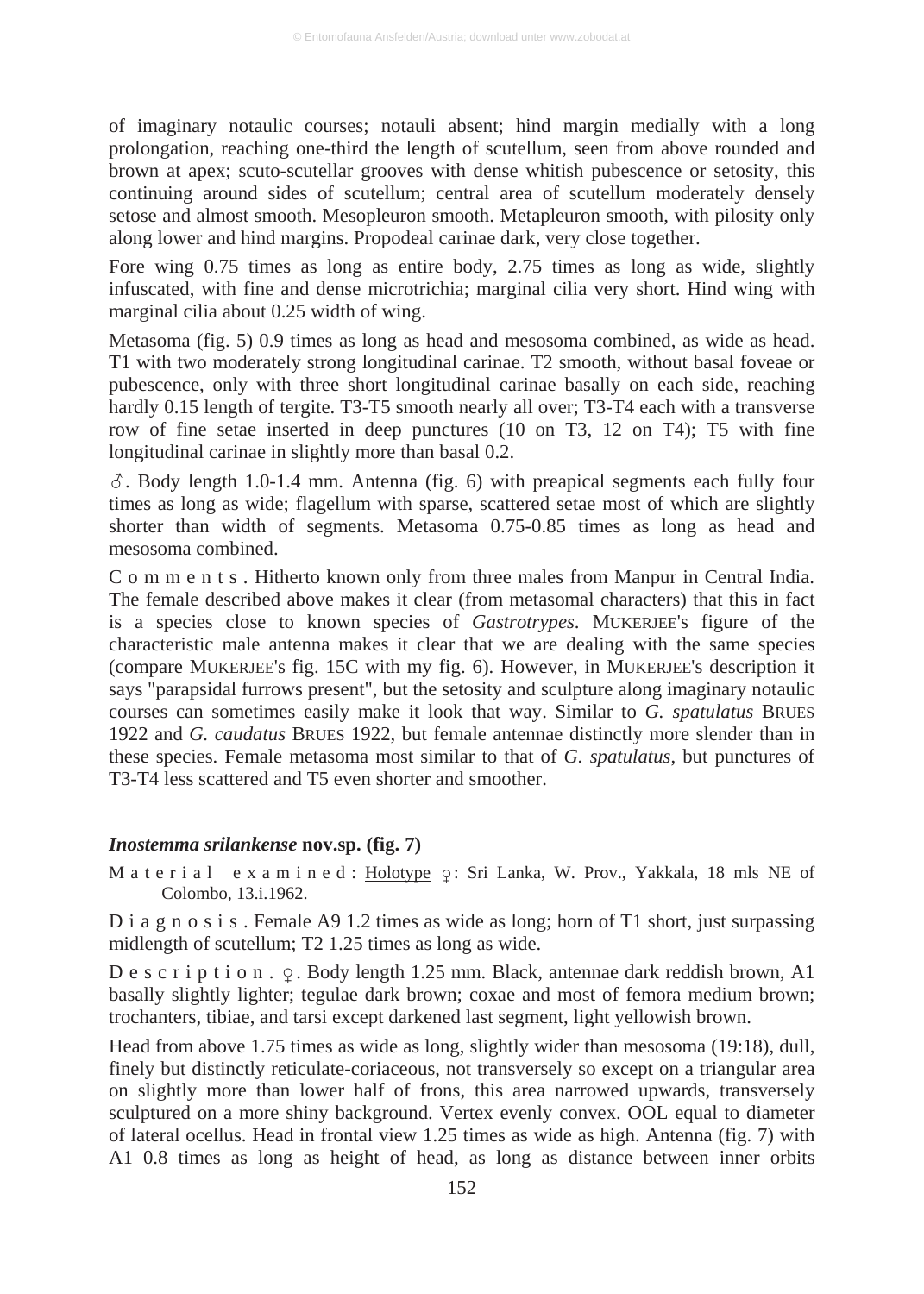of imaginary notaulic courses; notauli absent; hind margin medially with a long prolongation, reaching one-third the length of scutellum, seen from above rounded and brown at apex; scuto-scutellar grooves with dense whitish pubescence or setosity, this continuing around sides of scutellum; central area of scutellum moderately densely setose and almost smooth. Mesopleuron smooth. Metapleuron smooth, with pilosity only along lower and hind margins. Propodeal carinae dark, very close together.

Fore wing 0.75 times as long as entire body, 2.75 times as long as wide, slightly infuscated, with fine and dense microtrichia; marginal cilia very short. Hind wing with marginal cilia about 0.25 width of wing.

Metasoma (fig. 5) 0.9 times as long as head and mesosoma combined, as wide as head. T1 with two moderately strong longitudinal carinae. T2 smooth, without basal foveae or pubescence, only with three short longitudinal carinae basally on each side, reaching hardly 0.15 length of tergite. T3-T5 smooth nearly all over; T3-T4 each with a transverse row of fine setae inserted in deep punctures (10 on T3, 12 on T4); T5 with fine longitudinal carinae in slightly more than basal 0.2.

♂. Body length 1.0-1.4 mm. Antenna (fig. 6) with preapical segments each fully four times as long as wide; flagellum with sparse, scattered setae most of which are slightly shorter than width of segments. Metasoma 0.75-0.85 times as long as head and mesosoma combined.

C o m m e n t s . Hitherto known only from three males from Manpur in Central India. The female described above makes it clear (from metasomal characters) that this in fact is a species close to known species of *Gastrotrypes*. MUKERJEE's figure of the characteristic male antenna makes it clear that we are dealing with the same species (compare MUKERJEE's fig. 15C with my fig. 6). However, in MUKERJEE's description it says "parapsidal furrows present", but the setosity and sculpture along imaginary notaulic courses can sometimes easily make it look that way. Similar to *G. spatulatus* BRUES 1922 and *G. caudatus* BRUES 1922, but female antennae distinctly more slender than in these species. Female metasoma most similar to that of *G. spatulatus*, but punctures of T3-T4 less scattered and T5 even shorter and smoother.

### ***Inostemma srilankense* nov.sp. (fig. 7)**

M a t e r i a l   e x a m i n e d : Holotype ♀: Sri Lanka, W. Prov., Yakkala, 18 mls NE of Colombo, 13.i.1962.

D i a g n o s i s . Female A9 1.2 times as wide as long; horn of T1 short, just surpassing midlength of scutellum; T2 1.25 times as long as wide.

D e s c r i p t i o n . ♀. Body length 1.25 mm. Black, antennae dark reddish brown, A1 basally slightly lighter; tegulae dark brown; coxae and most of femora medium brown; trochanters, tibiae, and tarsi except darkened last segment, light yellowish brown.

Head from above 1.75 times as wide as long, slightly wider than mesosoma (19:18), dull, finely but distinctly reticulate-coriaceous, not transversely so except on a triangular area on slightly more than lower half of frons, this area narrowed upwards, transversely sculptured on a more shiny background. Vertex evenly convex. OOL equal to diameter of lateral ocellus. Head in frontal view 1.25 times as wide as high. Antenna (fig. 7) with A1 0.8 times as long as height of head, as long as distance between inner orbits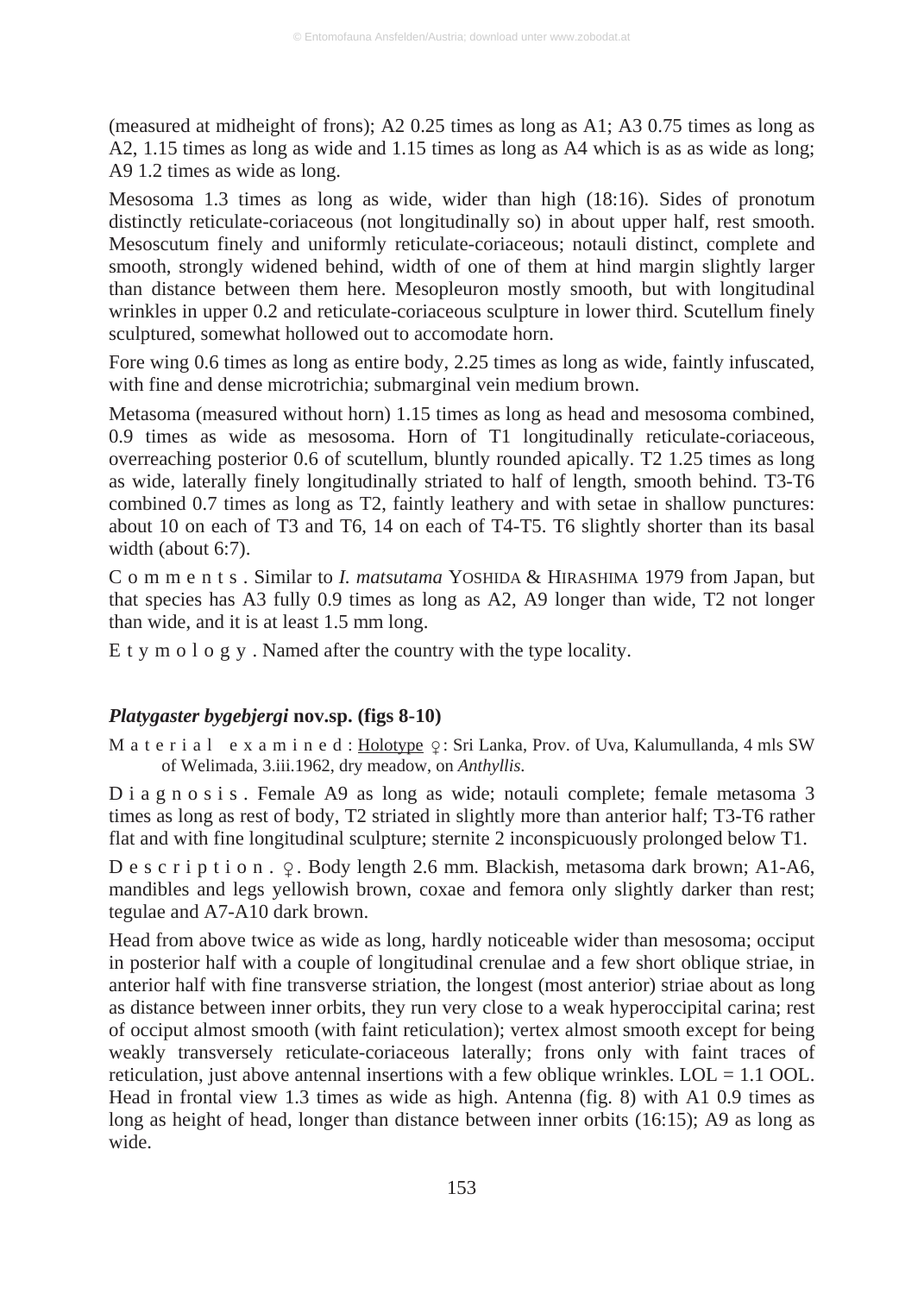(measured at midheight of frons); A2 0.25 times as long as A1; A3 0.75 times as long as A2, 1.15 times as long as wide and 1.15 times as long as A4 which is as as wide as long; A9 1.2 times as wide as long.

Mesosoma 1.3 times as long as wide, wider than high (18:16). Sides of pronotum distinctly reticulate-coriaceous (not longitudinally so) in about upper half, rest smooth. Mesoscutum finely and uniformly reticulate-coriaceous; notauli distinct, complete and smooth, strongly widened behind, width of one of them at hind margin slightly larger than distance between them here. Mesopleuron mostly smooth, but with longitudinal wrinkles in upper 0.2 and reticulate-coriaceous sculpture in lower third. Scutellum finely sculptured, somewhat hollowed out to accomodate horn.

Fore wing 0.6 times as long as entire body, 2.25 times as long as wide, faintly infuscated, with fine and dense microtrichia; submarginal vein medium brown.

Metasoma (measured without horn) 1.15 times as long as head and mesosoma combined, 0.9 times as wide as mesosoma. Horn of T1 longitudinally reticulate-coriaceous, overreaching posterior 0.6 of scutellum, bluntly rounded apically. T2 1.25 times as long as wide, laterally finely longitudinally striated to half of length, smooth behind. T3-T6 combined 0.7 times as long as T2, faintly leathery and with setae in shallow punctures: about 10 on each of T3 and T6, 14 on each of T4-T5. T6 slightly shorter than its basal width (about 6:7).

C o m m e n t s . Similar to *I. matsutama* YOSHIDA & HIRASHIMA 1979 from Japan, but that species has A3 fully 0.9 times as long as A2, A9 longer than wide, T2 not longer than wide, and it is at least 1.5 mm long.

E t y m o l o g y . Named after the country with the type locality.

### *Platygaster bygebjergi* nov.sp. (figs 8-10)

M a t e r i a l  e x a m i n e d : Holotype ♀: Sri Lanka, Prov. of Uva, Kalumullanda, 4 mls SW of Welimada, 3.iii.1962, dry meadow, on *Anthyllis*.

D i a g n o s i s . Female A9 as long as wide; notauli complete; female metasoma 3 times as long as rest of body, T2 striated in slightly more than anterior half; T3-T6 rather flat and with fine longitudinal sculpture; sternite 2 inconspicuously prolonged below T1.

D e s c r i p t i o n . ♀. Body length 2.6 mm. Blackish, metasoma dark brown; A1-A6, mandibles and legs yellowish brown, coxae and femora only slightly darker than rest; tegulae and A7-A10 dark brown.

Head from above twice as wide as long, hardly noticeable wider than mesosoma; occiput in posterior half with a couple of longitudinal crenulae and a few short oblique striae, in anterior half with fine transverse striation, the longest (most anterior) striae about as long as distance between inner orbits, they run very close to a weak hyperoccipital carina; rest of occiput almost smooth (with faint reticulation); vertex almost smooth except for being weakly transversely reticulate-coriaceous laterally; frons only with faint traces of reticulation, just above antennal insertions with a few oblique wrinkles. LOL = 1.1 OOL. Head in frontal view 1.3 times as wide as high. Antenna (fig. 8) with A1 0.9 times as long as height of head, longer than distance between inner orbits (16:15); A9 as long as wide.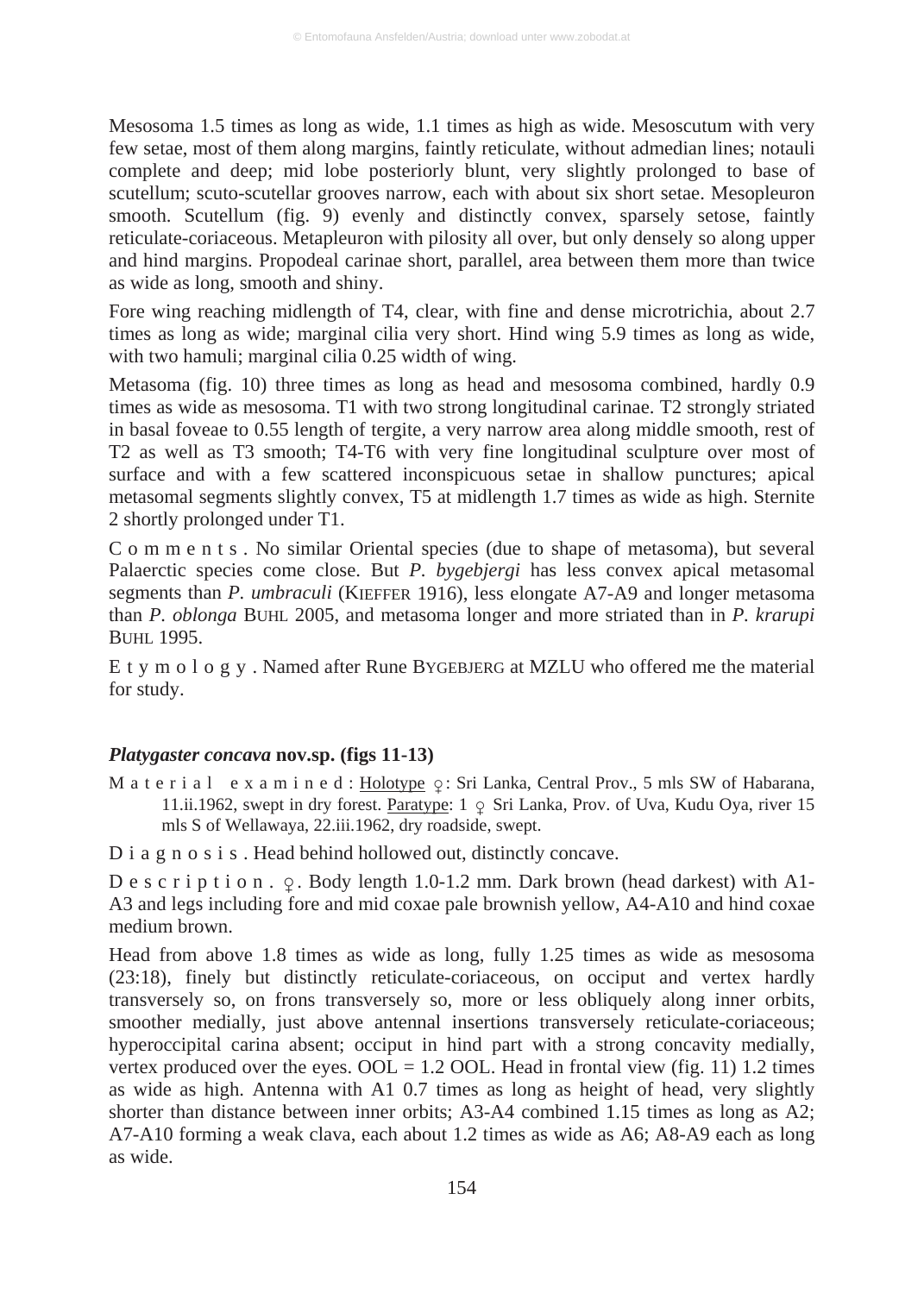Mesosoma 1.5 times as long as wide, 1.1 times as high as wide. Mesoscutum with very few setae, most of them along margins, faintly reticulate, without admedian lines; notauli complete and deep; mid lobe posteriorly blunt, very slightly prolonged to base of scutellum; scuto-scutellar grooves narrow, each with about six short setae. Mesopleuron smooth. Scutellum (fig. 9) evenly and distinctly convex, sparsely setose, faintly reticulate-coriaceous. Metapleuron with pilosity all over, but only densely so along upper and hind margins. Propodeal carinae short, parallel, area between them more than twice as wide as long, smooth and shiny.

Fore wing reaching midlength of T4, clear, with fine and dense microtrichia, about 2.7 times as long as wide; marginal cilia very short. Hind wing 5.9 times as long as wide, with two hamuli; marginal cilia 0.25 width of wing.

Metasoma (fig. 10) three times as long as head and mesosoma combined, hardly 0.9 times as wide as mesosoma. T1 with two strong longitudinal carinae. T2 strongly striated in basal foveae to 0.55 length of tergite, a very narrow area along middle smooth, rest of T2 as well as T3 smooth; T4-T6 with very fine longitudinal sculpture over most of surface and with a few scattered inconspicuous setae in shallow punctures; apical metasomal segments slightly convex, T5 at midlength 1.7 times as wide as high. Sternite 2 shortly prolonged under T1.

C o m m e n t s . No similar Oriental species (due to shape of metasoma), but several Palaerctic species come close. But *P. bygebjergi* has less convex apical metasomal segments than *P. umbraculi* (KIEFFER 1916), less elongate A7-A9 and longer metasoma than *P. oblonga* BUHL 2005, and metasoma longer and more striated than in *P. krarupi* BUHL 1995.

E t y m o l o g y . Named after Rune BYGEBJERG at MZLU who offered me the material for study.

### *Platygaster concava* nov.sp. (figs 11-13)

M a t e r i a l  e x a m i n e d : Holotype ♀: Sri Lanka, Central Prov., 5 mls SW of Habarana, 11.ii.1962, swept in dry forest. Paratype: 1 ♀ Sri Lanka, Prov. of Uva, Kudu Oya, river 15 mls S of Wellawaya, 22.iii.1962, dry roadside, swept.

D i a g n o s i s . Head behind hollowed out, distinctly concave.

D e s c r i p t i o n . ♀. Body length 1.0-1.2 mm. Dark brown (head darkest) with A1-A3 and legs including fore and mid coxae pale brownish yellow, A4-A10 and hind coxae medium brown.

Head from above 1.8 times as wide as long, fully 1.25 times as wide as mesosoma (23:18), finely but distinctly reticulate-coriaceous, on occiput and vertex hardly transversely so, on frons transversely so, more or less obliquely along inner orbits, smoother medially, just above antennal insertions transversely reticulate-coriaceous; hyperoccipital carina absent; occiput in hind part with a strong concavity medially, vertex produced over the eyes. OOL = 1.2 OOL. Head in frontal view (fig. 11) 1.2 times as wide as high. Antenna with A1 0.7 times as long as height of head, very slightly shorter than distance between inner orbits; A3-A4 combined 1.15 times as long as A2; A7-A10 forming a weak clava, each about 1.2 times as wide as A6; A8-A9 each as long as wide.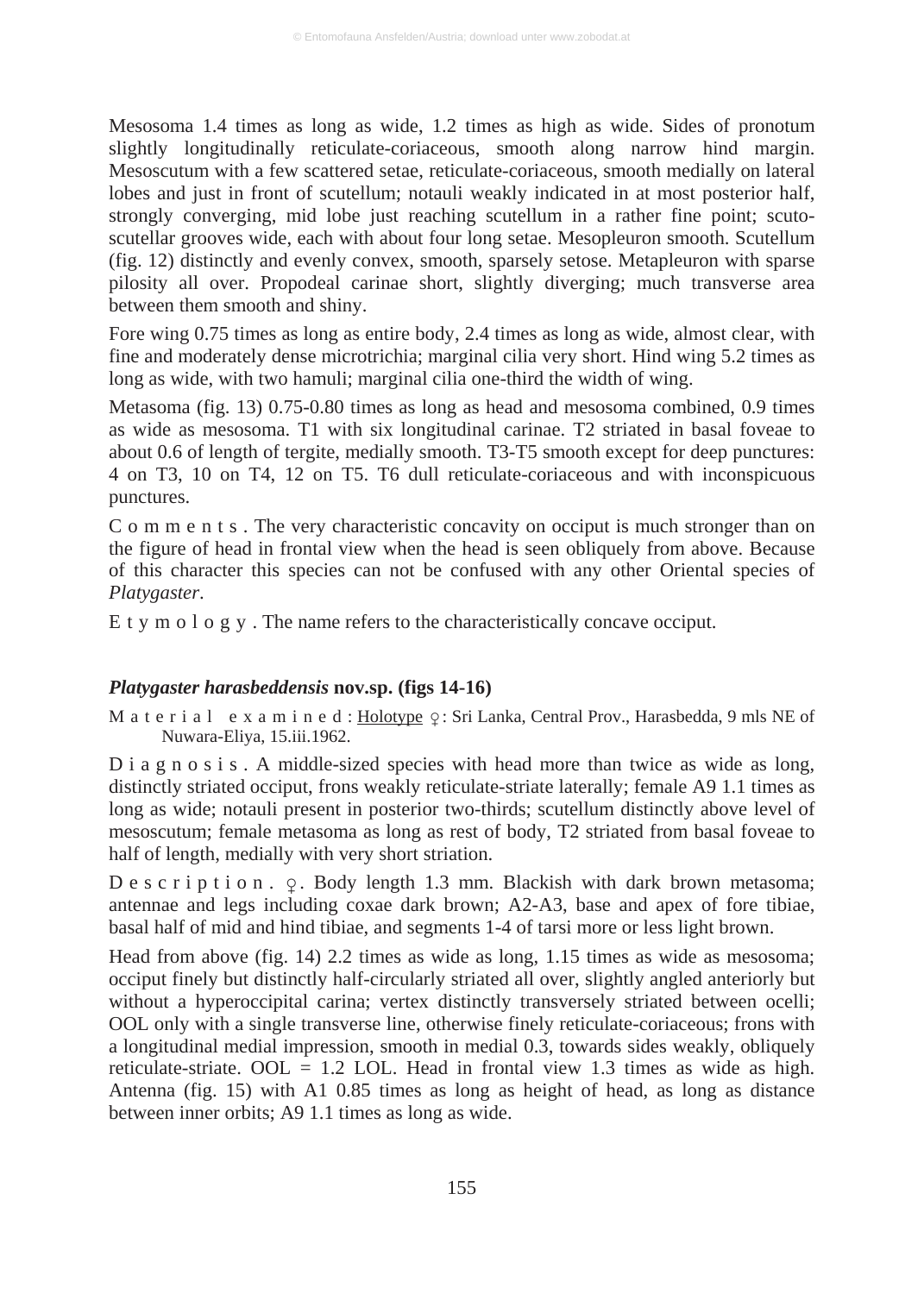Mesosoma 1.4 times as long as wide, 1.2 times as high as wide. Sides of pronotum slightly longitudinally reticulate-coriaceous, smooth along narrow hind margin. Mesoscutum with a few scattered setae, reticulate-coriaceous, smooth medially on lateral lobes and just in front of scutellum; notauli weakly indicated in at most posterior half, strongly converging, mid lobe just reaching scutellum in a rather fine point; scuto-scutellar grooves wide, each with about four long setae. Mesopleuron smooth. Scutellum (fig. 12) distinctly and evenly convex, smooth, sparsely setose. Metapleuron with sparse pilosity all over. Propodeal carinae short, slightly diverging; much transverse area between them smooth and shiny.

Fore wing 0.75 times as long as entire body, 2.4 times as long as wide, almost clear, with fine and moderately dense microtrichia; marginal cilia very short. Hind wing 5.2 times as long as wide, with two hamuli; marginal cilia one-third the width of wing.

Metasoma (fig. 13) 0.75-0.80 times as long as head and mesosoma combined, 0.9 times as wide as mesosoma. T1 with six longitudinal carinae. T2 striated in basal foveae to about 0.6 of length of tergite, medially smooth. T3-T5 smooth except for deep punctures: 4 on T3, 10 on T4, 12 on T5. T6 dull reticulate-coriaceous and with inconspicuous punctures.

C o m m e n t s . The very characteristic concavity on occiput is much stronger than on the figure of head in frontal view when the head is seen obliquely from above. Because of this character this species can not be confused with any other Oriental species of *Platygaster*.

E t y m o l o g y . The name refers to the characteristically concave occiput.

## *Platygaster harasbeddensis* nov.sp. (figs 14-16)

M a t e r i a l   e x a m i n e d : Holotype ♀: Sri Lanka, Central Prov., Harasbedda, 9 mls NE of Nuwara-Eliya, 15.iii.1962.

D i a g n o s i s . A middle-sized species with head more than twice as wide as long, distinctly striated occiput, frons weakly reticulate-striate laterally; female A9 1.1 times as long as wide; notauli present in posterior two-thirds; scutellum distinctly above level of mesoscutum; female metasoma as long as rest of body, T2 striated from basal foveae to half of length, medially with very short striation.

D e s c r i p t i o n . ♀. Body length 1.3 mm. Blackish with dark brown metasoma; antennae and legs including coxae dark brown; A2-A3, base and apex of fore tibiae, basal half of mid and hind tibiae, and segments 1-4 of tarsi more or less light brown.

Head from above (fig. 14) 2.2 times as wide as long, 1.15 times as wide as mesosoma; occiput finely but distinctly half-circularly striated all over, slightly angled anteriorly but without a hyperoccipital carina; vertex distinctly transversely striated between ocelli; OOL only with a single transverse line, otherwise finely reticulate-coriaceous; frons with a longitudinal medial impression, smooth in medial 0.3, towards sides weakly, obliquely reticulate-striate. OOL = 1.2 LOL. Head in frontal view 1.3 times as wide as high. Antenna (fig. 15) with A1 0.85 times as long as height of head, as long as distance between inner orbits; A9 1.1 times as long as wide.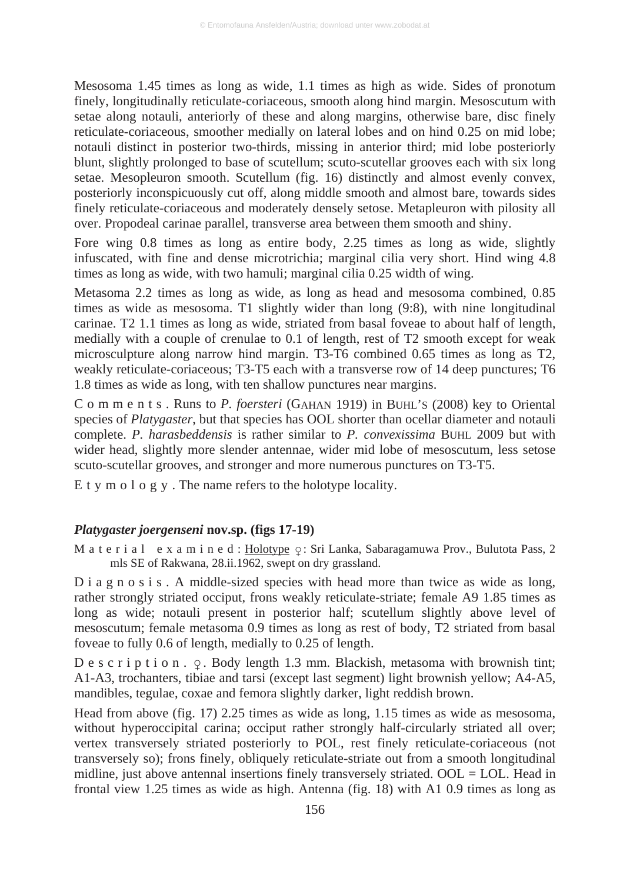Mesosoma 1.45 times as long as wide, 1.1 times as high as wide. Sides of pronotum finely, longitudinally reticulate-coriaceous, smooth along hind margin. Mesoscutum with setae along notauli, anteriorly of these and along margins, otherwise bare, disc finely reticulate-coriaceous, smoother medially on lateral lobes and on hind 0.25 on mid lobe; notauli distinct in posterior two-thirds, missing in anterior third; mid lobe posteriorly blunt, slightly prolonged to base of scutellum; scuto-scutellar grooves each with six long setae. Mesopleuron smooth. Scutellum (fig. 16) distinctly and almost evenly convex, posteriorly inconspicuously cut off, along middle smooth and almost bare, towards sides finely reticulate-coriaceous and moderately densely setose. Metapleuron with pilosity all over. Propodeal carinae parallel, transverse area between them smooth and shiny.

Fore wing 0.8 times as long as entire body, 2.25 times as long as wide, slightly infuscated, with fine and dense microtrichia; marginal cilia very short. Hind wing 4.8 times as long as wide, with two hamuli; marginal cilia 0.25 width of wing.

Metasoma 2.2 times as long as wide, as long as head and mesosoma combined, 0.85 times as wide as mesosoma. T1 slightly wider than long (9:8), with nine longitudinal carinae. T2 1.1 times as long as wide, striated from basal foveae to about half of length, medially with a couple of crenulae to 0.1 of length, rest of T2 smooth except for weak microsculpture along narrow hind margin. T3-T6 combined 0.65 times as long as T2, weakly reticulate-coriaceous; T3-T5 each with a transverse row of 14 deep punctures; T6 1.8 times as wide as long, with ten shallow punctures near margins.

C o m m e n t s . Runs to *P. foersteri* (GAHAN 1919) in BUHL'S (2008) key to Oriental species of *Platygaster*, but that species has OOL shorter than ocellar diameter and notauli complete. *P. harasbeddensis* is rather similar to *P. convexissima* BUHL 2009 but with wider head, slightly more slender antennae, wider mid lobe of mesoscutum, less setose scuto-scutellar grooves, and stronger and more numerous punctures on T3-T5.

E t y m o l o g y . The name refers to the holotype locality.

### *Platygaster joergenseni* nov.sp. (figs 17-19)

M a t e r i a l e x a m i n e d : Holotype ♀: Sri Lanka, Sabaragamuwa Prov., Bulutota Pass, 2 mls SE of Rakwana, 28.ii.1962, swept on dry grassland.

D i a g n o s i s . A middle-sized species with head more than twice as wide as long, rather strongly striated occiput, frons weakly reticulate-striate; female A9 1.85 times as long as wide; notauli present in posterior half; scutellum slightly above level of mesoscutum; female metasoma 0.9 times as long as rest of body, T2 striated from basal foveae to fully 0.6 of length, medially to 0.25 of length.

D e s c r i p t i o n . ♀. Body length 1.3 mm. Blackish, metasoma with brownish tint; A1-A3, trochanters, tibiae and tarsi (except last segment) light brownish yellow; A4-A5, mandibles, tegulae, coxae and femora slightly darker, light reddish brown.

Head from above (fig. 17) 2.25 times as wide as long, 1.15 times as wide as mesosoma, without hyperoccipital carina; occiput rather strongly half-circularly striated all over; vertex transversely striated posteriorly to POL, rest finely reticulate-coriaceous (not transversely so); frons finely, obliquely reticulate-striate out from a smooth longitudinal midline, just above antennal insertions finely transversely striated. OOL = LOL. Head in frontal view 1.25 times as wide as high. Antenna (fig. 18) with A1 0.9 times as long as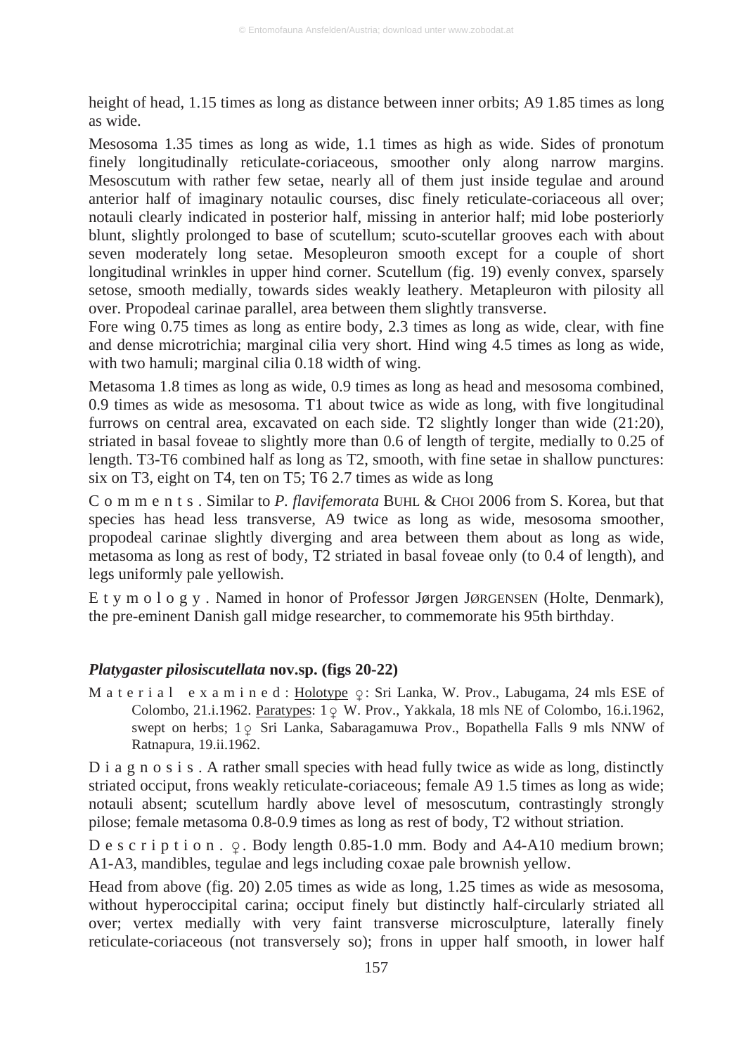height of head, 1.15 times as long as distance between inner orbits; A9 1.85 times as long as wide.

Mesosoma 1.35 times as long as wide, 1.1 times as high as wide. Sides of pronotum finely longitudinally reticulate-coriaceous, smoother only along narrow margins. Mesoscutum with rather few setae, nearly all of them just inside tegulae and around anterior half of imaginary notaulic courses, disc finely reticulate-coriaceous all over; notauli clearly indicated in posterior half, missing in anterior half; mid lobe posteriorly blunt, slightly prolonged to base of scutellum; scuto-scutellar grooves each with about seven moderately long setae. Mesopleuron smooth except for a couple of short longitudinal wrinkles in upper hind corner. Scutellum (fig. 19) evenly convex, sparsely setose, smooth medially, towards sides weakly leathery. Metapleuron with pilosity all over. Propodeal carinae parallel, area between them slightly transverse.

Fore wing 0.75 times as long as entire body, 2.3 times as long as wide, clear, with fine and dense microtrichia; marginal cilia very short. Hind wing 4.5 times as long as wide, with two hamuli; marginal cilia 0.18 width of wing.

Metasoma 1.8 times as long as wide, 0.9 times as long as head and mesosoma combined, 0.9 times as wide as mesosoma. T1 about twice as wide as long, with five longitudinal furrows on central area, excavated on each side. T2 slightly longer than wide (21:20), striated in basal foveae to slightly more than 0.6 of length of tergite, medially to 0.25 of length. T3-T6 combined half as long as T2, smooth, with fine setae in shallow punctures: six on T3, eight on T4, ten on T5; T6 2.7 times as wide as long

C o m m e n t s . Similar to *P. flavifemorata* BUHL & CHOI 2006 from S. Korea, but that species has head less transverse, A9 twice as long as wide, mesosoma smoother, propodeal carinae slightly diverging and area between them about as long as wide, metasoma as long as rest of body, T2 striated in basal foveae only (to 0.4 of length), and legs uniformly pale yellowish.

E t y m o l o g y . Named in honor of Professor Jørgen JØRGENSEN (Holte, Denmark), the pre-eminent Danish gall midge researcher, to commemorate his 95th birthday.

### *Platygaster pilosiscutellata* nov.sp. (figs 20-22)

M a t e r i a l  e x a m i n e d : Holotype ♀: Sri Lanka, W. Prov., Labugama, 24 mls ESE of Colombo, 21.i.1962. Paratypes: 1♀ W. Prov., Yakkala, 18 mls NE of Colombo, 16.i.1962, swept on herbs; 1♀ Sri Lanka, Sabaragamuwa Prov., Bopathella Falls 9 mls NNW of Ratnapura, 19.ii.1962.

D i a g n o s i s . A rather small species with head fully twice as wide as long, distinctly striated occiput, frons weakly reticulate-coriaceous; female A9 1.5 times as long as wide; notauli absent; scutellum hardly above level of mesoscutum, contrastingly strongly pilose; female metasoma 0.8-0.9 times as long as rest of body, T2 without striation.

D e s c r i p t i o n . ♀. Body length 0.85-1.0 mm. Body and A4-A10 medium brown; A1-A3, mandibles, tegulae and legs including coxae pale brownish yellow.

Head from above (fig. 20) 2.05 times as wide as long, 1.25 times as wide as mesosoma, without hyperoccipital carina; occiput finely but distinctly half-circularly striated all over; vertex medially with very faint transverse microsculpture, laterally finely reticulate-coriaceous (not transversely so); frons in upper half smooth, in lower half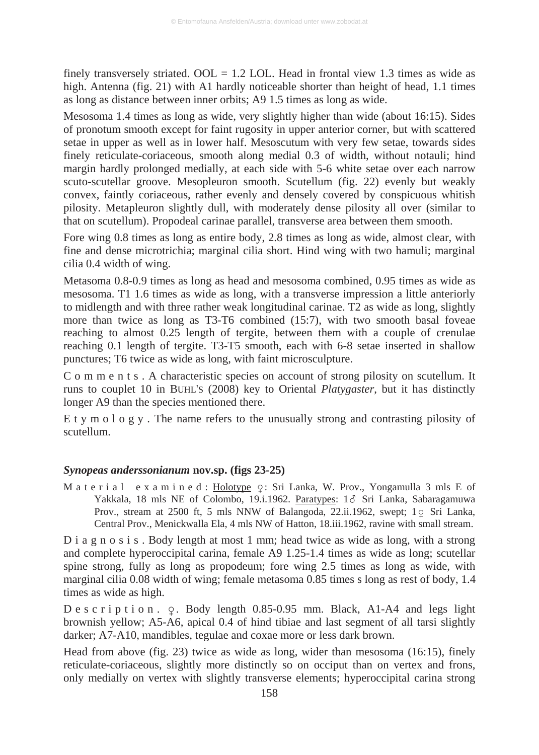finely transversely striated. OOL = 1.2 LOL. Head in frontal view 1.3 times as wide as high. Antenna (fig. 21) with A1 hardly noticeable shorter than height of head, 1.1 times as long as distance between inner orbits; A9 1.5 times as long as wide.

Mesosoma 1.4 times as long as wide, very slightly higher than wide (about 16:15). Sides of pronotum smooth except for faint rugosity in upper anterior corner, but with scattered setae in upper as well as in lower half. Mesoscutum with very few setae, towards sides finely reticulate-coriaceous, smooth along medial 0.3 of width, without notauli; hind margin hardly prolonged medially, at each side with 5-6 white setae over each narrow scuto-scutellar groove. Mesopleuron smooth. Scutellum (fig. 22) evenly but weakly convex, faintly coriaceous, rather evenly and densely covered by conspicuous whitish pilosity. Metapleuron slightly dull, with moderately dense pilosity all over (similar to that on scutellum). Propodeal carinae parallel, transverse area between them smooth.

Fore wing 0.8 times as long as entire body, 2.8 times as long as wide, almost clear, with fine and dense microtrichia; marginal cilia short. Hind wing with two hamuli; marginal cilia 0.4 width of wing.

Metasoma 0.8-0.9 times as long as head and mesosoma combined, 0.95 times as wide as mesosoma. T1 1.6 times as wide as long, with a transverse impression a little anteriorly to midlength and with three rather weak longitudinal carinae. T2 as wide as long, slightly more than twice as long as T3-T6 combined (15:7), with two smooth basal foveae reaching to almost 0.25 length of tergite, between them with a couple of crenulae reaching 0.1 length of tergite. T3-T5 smooth, each with 6-8 setae inserted in shallow punctures; T6 twice as wide as long, with faint microsculpture.

C o m m e n t s . A characteristic species on account of strong pilosity on scutellum. It runs to couplet 10 in BUHL'S (2008) key to Oriental *Platygaster*, but it has distinctly longer A9 than the species mentioned there.

E t y m o l o g y . The name refers to the unusually strong and contrasting pilosity of scutellum.

### *Synopeas anderssonianum* nov.sp. (figs 23-25)

M a t e r i a l  e x a m i n e d : Holotype ♀: Sri Lanka, W. Prov., Yongamulla 3 mls E of Yakkala, 18 mls NE of Colombo, 19.i.1962. Paratypes: 1♂ Sri Lanka, Sabaragamuwa Prov., stream at 2500 ft, 5 mls NNW of Balangoda, 22.ii.1962, swept; 1♀ Sri Lanka, Central Prov., Menickwalla Ela, 4 mls NW of Hatton, 18.iii.1962, ravine with small stream.

D i a g n o s i s . Body length at most 1 mm; head twice as wide as long, with a strong and complete hyperoccipital carina, female A9 1.25-1.4 times as wide as long; scutellar spine strong, fully as long as propodeum; fore wing 2.5 times as long as wide, with marginal cilia 0.08 width of wing; female metasoma 0.85 times s long as rest of body, 1.4 times as wide as high.

D e s c r i p t i o n . ♀. Body length 0.85-0.95 mm. Black, A1-A4 and legs light brownish yellow; A5-A6, apical 0.4 of hind tibiae and last segment of all tarsi slightly darker; A7-A10, mandibles, tegulae and coxae more or less dark brown.

Head from above (fig. 23) twice as wide as long, wider than mesosoma (16:15), finely reticulate-coriaceous, slightly more distinctly so on occiput than on vertex and frons, only medially on vertex with slightly transverse elements; hyperoccipital carina strong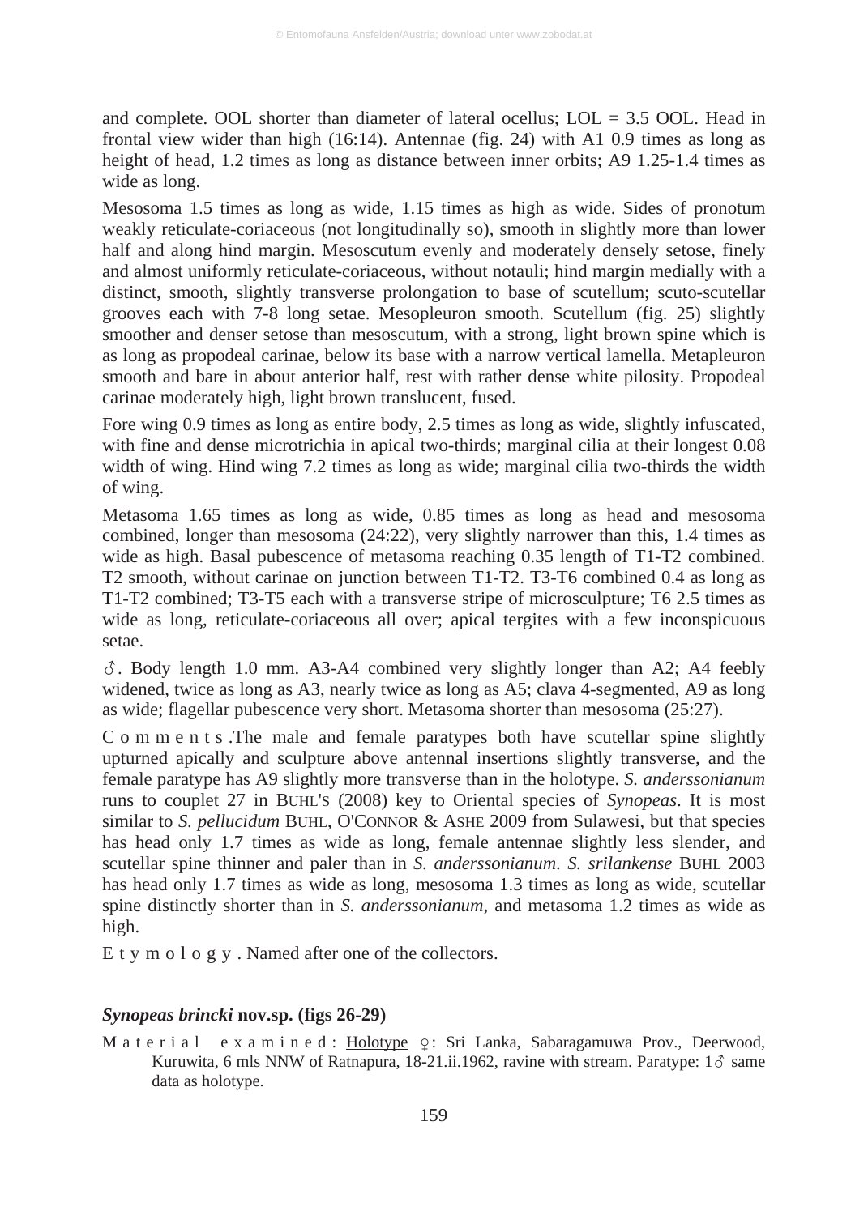and complete. OOL shorter than diameter of lateral ocellus; LOL = 3.5 OOL. Head in frontal view wider than high (16:14). Antennae (fig. 24) with A1 0.9 times as long as height of head, 1.2 times as long as distance between inner orbits; A9 1.25-1.4 times as wide as long.

Mesosoma 1.5 times as long as wide, 1.15 times as high as wide. Sides of pronotum weakly reticulate-coriaceous (not longitudinally so), smooth in slightly more than lower half and along hind margin. Mesoscutum evenly and moderately densely setose, finely and almost uniformly reticulate-coriaceous, without notauli; hind margin medially with a distinct, smooth, slightly transverse prolongation to base of scutellum; scuto-scutellar grooves each with 7-8 long setae. Mesopleuron smooth. Scutellum (fig. 25) slightly smoother and denser setose than mesoscutum, with a strong, light brown spine which is as long as propodeal carinae, below its base with a narrow vertical lamella. Metapleuron smooth and bare in about anterior half, rest with rather dense white pilosity. Propodeal carinae moderately high, light brown translucent, fused.

Fore wing 0.9 times as long as entire body, 2.5 times as long as wide, slightly infuscated, with fine and dense microtrichia in apical two-thirds; marginal cilia at their longest 0.08 width of wing. Hind wing 7.2 times as long as wide; marginal cilia two-thirds the width of wing.

Metasoma 1.65 times as long as wide, 0.85 times as long as head and mesosoma combined, longer than mesosoma (24:22), very slightly narrower than this, 1.4 times as wide as high. Basal pubescence of metasoma reaching 0.35 length of T1-T2 combined. T2 smooth, without carinae on junction between T1-T2. T3-T6 combined 0.4 as long as T1-T2 combined; T3-T5 each with a transverse stripe of microsculpture; T6 2.5 times as wide as long, reticulate-coriaceous all over; apical tergites with a few inconspicuous setae.

♂. Body length 1.0 mm. A3-A4 combined very slightly longer than A2; A4 feebly widened, twice as long as A3, nearly twice as long as A5; clava 4-segmented, A9 as long as wide; flagellar pubescence very short. Metasoma shorter than mesosoma (25:27).

C o m m e n t s .The male and female paratypes both have scutellar spine slightly upturned apically and sculpture above antennal insertions slightly transverse, and the female paratype has A9 slightly more transverse than in the holotype. *S. anderssonianum* runs to couplet 27 in BUHL'S (2008) key to Oriental species of *Synopeas*. It is most similar to *S. pellucidum* BUHL, O'CONNOR & ASHE 2009 from Sulawesi, but that species has head only 1.7 times as wide as long, female antennae slightly less slender, and scutellar spine thinner and paler than in *S. anderssonianum*. *S. srilankense* BUHL 2003 has head only 1.7 times as wide as long, mesosoma 1.3 times as long as wide, scutellar spine distinctly shorter than in *S. anderssonianum*, and metasoma 1.2 times as wide as high.

E t y m o l o g y . Named after one of the collectors.

### *Synopeas brincki* nov.sp. (figs 26-29)

M a t e r i a l  e x a m i n e d : Holotype ♀: Sri Lanka, Sabaragamuwa Prov., Deerwood, Kuruwita, 6 mls NNW of Ratnapura, 18-21.ii.1962, ravine with stream. Paratype: 1♂ same data as holotype.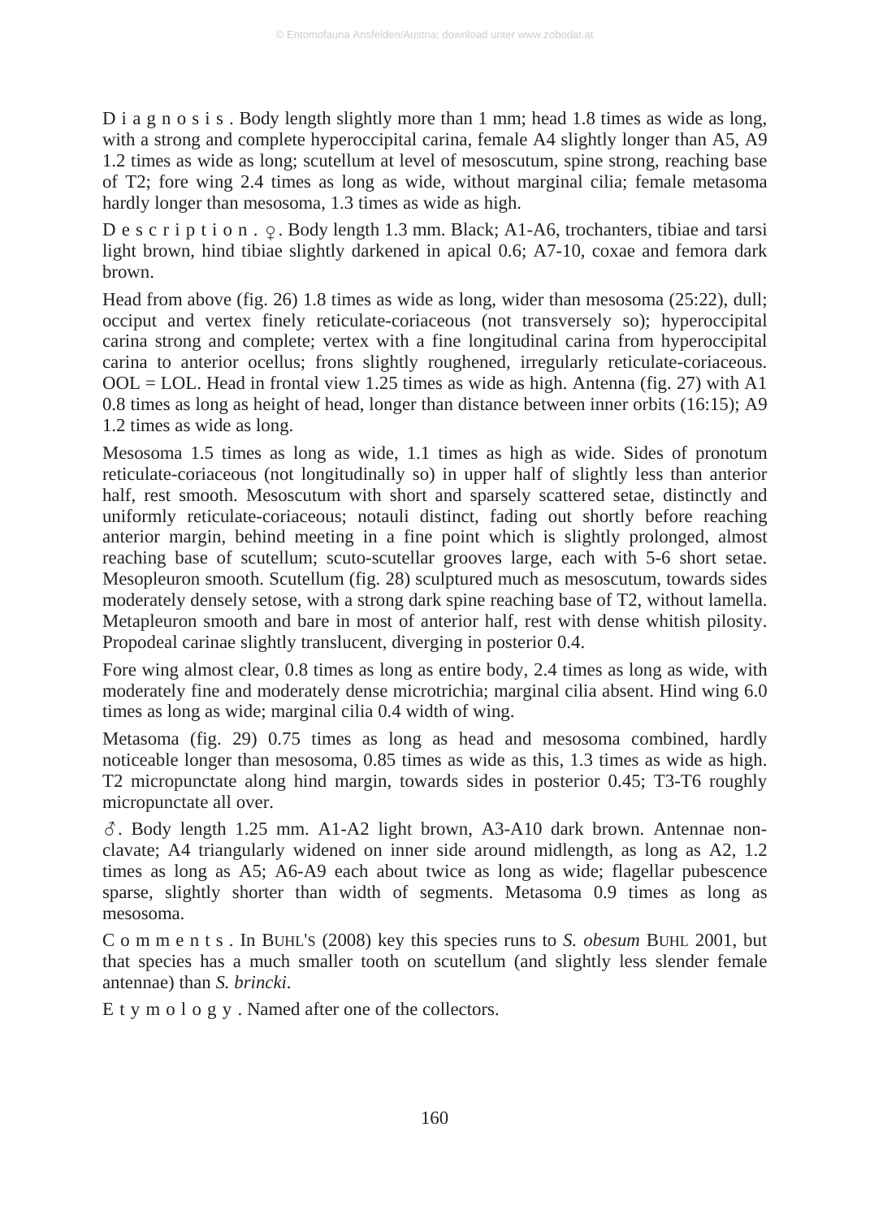D i a g n o s i s . Body length slightly more than 1 mm; head 1.8 times as wide as long, with a strong and complete hyperoccipital carina, female A4 slightly longer than A5, A9 1.2 times as wide as long; scutellum at level of mesoscutum, spine strong, reaching base of T2; fore wing 2.4 times as long as wide, without marginal cilia; female metasoma hardly longer than mesosoma, 1.3 times as wide as high.

D e s c r i p t i o n . ♀. Body length 1.3 mm. Black; A1-A6, trochanters, tibiae and tarsi light brown, hind tibiae slightly darkened in apical 0.6; A7-10, coxae and femora dark brown.

Head from above (fig. 26) 1.8 times as wide as long, wider than mesosoma (25:22), dull; occiput and vertex finely reticulate-coriaceous (not transversely so); hyperoccipital carina strong and complete; vertex with a fine longitudinal carina from hyperoccipital carina to anterior ocellus; frons slightly roughened, irregularly reticulate-coriaceous. OOL = LOL. Head in frontal view 1.25 times as wide as high. Antenna (fig. 27) with A1 0.8 times as long as height of head, longer than distance between inner orbits (16:15); A9 1.2 times as wide as long.

Mesosoma 1.5 times as long as wide, 1.1 times as high as wide. Sides of pronotum reticulate-coriaceous (not longitudinally so) in upper half of slightly less than anterior half, rest smooth. Mesoscutum with short and sparsely scattered setae, distinctly and uniformly reticulate-coriaceous; notauli distinct, fading out shortly before reaching anterior margin, behind meeting in a fine point which is slightly prolonged, almost reaching base of scutellum; scuto-scutellar grooves large, each with 5-6 short setae. Mesopleuron smooth. Scutellum (fig. 28) sculptured much as mesoscutum, towards sides moderately densely setose, with a strong dark spine reaching base of T2, without lamella. Metapleuron smooth and bare in most of anterior half, rest with dense whitish pilosity. Propodeal carinae slightly translucent, diverging in posterior 0.4.

Fore wing almost clear, 0.8 times as long as entire body, 2.4 times as long as wide, with moderately fine and moderately dense microtrichia; marginal cilia absent. Hind wing 6.0 times as long as wide; marginal cilia 0.4 width of wing.

Metasoma (fig. 29) 0.75 times as long as head and mesosoma combined, hardly noticeable longer than mesosoma, 0.85 times as wide as this, 1.3 times as wide as high. T2 micropunctate along hind margin, towards sides in posterior 0.45; T3-T6 roughly micropunctate all over.

♂. Body length 1.25 mm. A1-A2 light brown, A3-A10 dark brown. Antennae non-clavate; A4 triangularly widened on inner side around midlength, as long as A2, 1.2 times as long as A5; A6-A9 each about twice as long as wide; flagellar pubescence sparse, slightly shorter than width of segments. Metasoma 0.9 times as long as mesosoma.

C o m m e n t s . In BUHL'S (2008) key this species runs to *S. obesum* BUHL 2001, but that species has a much smaller tooth on scutellum (and slightly less slender female antennae) than *S. brincki*.

E t y m o l o g y . Named after one of the collectors.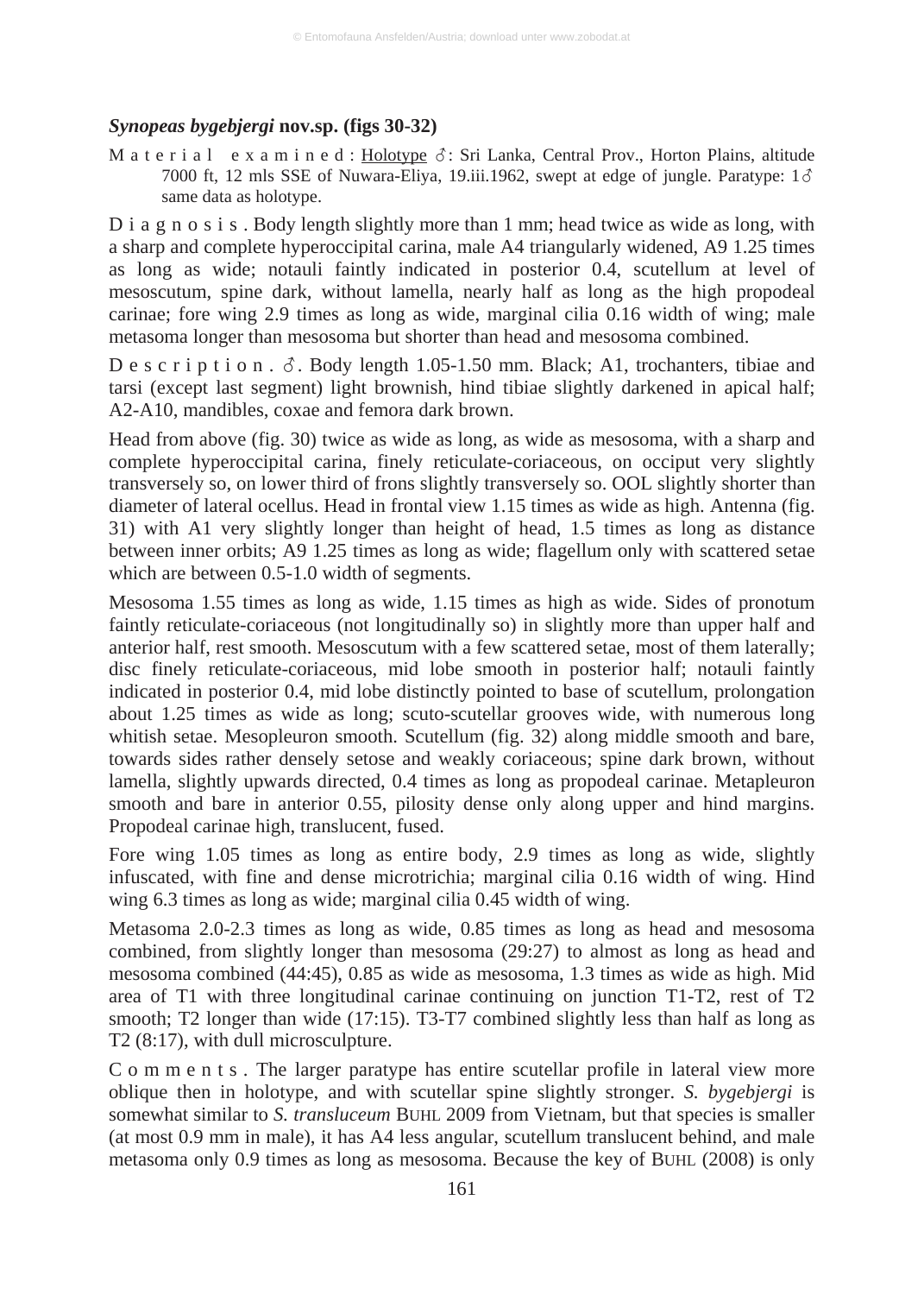### *Synopeas bygebjergi* nov.sp. (figs 30-32)

M a t e r i a l  e x a m i n e d : Holotype ♂: Sri Lanka, Central Prov., Horton Plains, altitude 7000 ft, 12 mls SSE of Nuwara-Eliya, 19.iii.1962, swept at edge of jungle. Paratype: 1♂ same data as holotype.

D i a g n o s i s . Body length slightly more than 1 mm; head twice as wide as long, with a sharp and complete hyperoccipital carina, male A4 triangularly widened, A9 1.25 times as long as wide; notauli faintly indicated in posterior 0.4, scutellum at level of mesoscutum, spine dark, without lamella, nearly half as long as the high propodeal carinae; fore wing 2.9 times as long as wide, marginal cilia 0.16 width of wing; male metasoma longer than mesosoma but shorter than head and mesosoma combined.

D e s c r i p t i o n . ♂. Body length 1.05-1.50 mm. Black; A1, trochanters, tibiae and tarsi (except last segment) light brownish, hind tibiae slightly darkened in apical half; A2-A10, mandibles, coxae and femora dark brown.

Head from above (fig. 30) twice as wide as long, as wide as mesosoma, with a sharp and complete hyperoccipital carina, finely reticulate-coriaceous, on occiput very slightly transversely so, on lower third of frons slightly transversely so. OOL slightly shorter than diameter of lateral ocellus. Head in frontal view 1.15 times as wide as high. Antenna (fig. 31) with A1 very slightly longer than height of head, 1.5 times as long as distance between inner orbits; A9 1.25 times as long as wide; flagellum only with scattered setae which are between 0.5-1.0 width of segments.

Mesosoma 1.55 times as long as wide, 1.15 times as high as wide. Sides of pronotum faintly reticulate-coriaceous (not longitudinally so) in slightly more than upper half and anterior half, rest smooth. Mesoscutum with a few scattered setae, most of them laterally; disc finely reticulate-coriaceous, mid lobe smooth in posterior half; notauli faintly indicated in posterior 0.4, mid lobe distinctly pointed to base of scutellum, prolongation about 1.25 times as wide as long; scuto-scutellar grooves wide, with numerous long whitish setae. Mesopleuron smooth. Scutellum (fig. 32) along middle smooth and bare, towards sides rather densely setose and weakly coriaceous; spine dark brown, without lamella, slightly upwards directed, 0.4 times as long as propodeal carinae. Metapleuron smooth and bare in anterior 0.55, pilosity dense only along upper and hind margins. Propodeal carinae high, translucent, fused.

Fore wing 1.05 times as long as entire body, 2.9 times as long as wide, slightly infuscated, with fine and dense microtrichia; marginal cilia 0.16 width of wing. Hind wing 6.3 times as long as wide; marginal cilia 0.45 width of wing.

Metasoma 2.0-2.3 times as long as wide, 0.85 times as long as head and mesosoma combined, from slightly longer than mesosoma (29:27) to almost as long as head and mesosoma combined (44:45), 0.85 as wide as mesosoma, 1.3 times as wide as high. Mid area of T1 with three longitudinal carinae continuing on junction T1-T2, rest of T2 smooth; T2 longer than wide (17:15). T3-T7 combined slightly less than half as long as T2 (8:17), with dull microsculpture.

C o m m e n t s . The larger paratype has entire scutellar profile in lateral view more oblique then in holotype, and with scutellar spine slightly stronger. *S. bygebjergi* is somewhat similar to *S. transluceum* BUHL 2009 from Vietnam, but that species is smaller (at most 0.9 mm in male), it has A4 less angular, scutellum translucent behind, and male metasoma only 0.9 times as long as mesosoma. Because the key of BUHL (2008) is only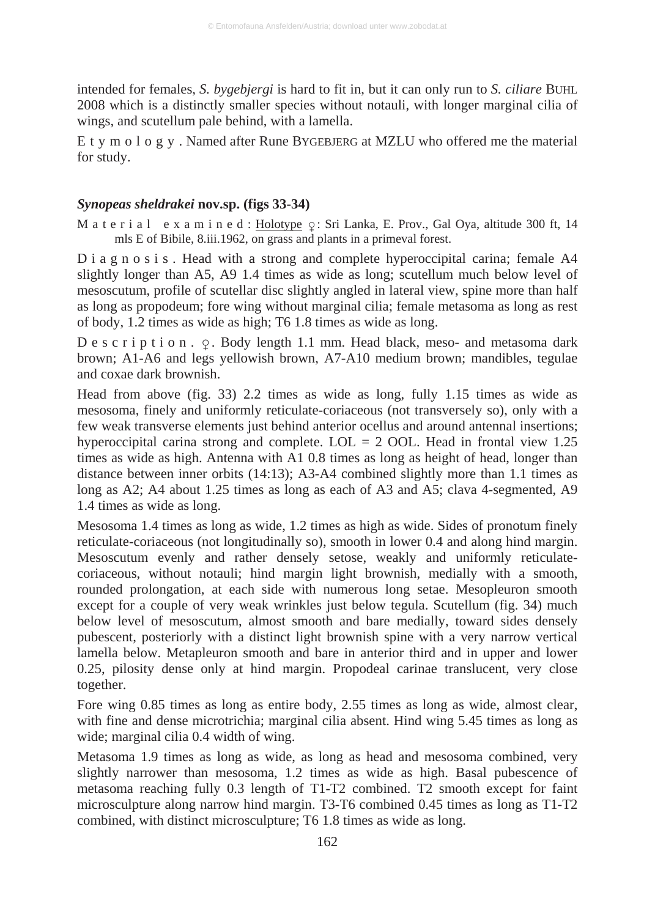intended for females, *S. bygebjergi* is hard to fit in, but it can only run to *S. ciliare* BUHL 2008 which is a distinctly smaller species without notauli, with longer marginal cilia of wings, and scutellum pale behind, with a lamella.

E t y m o l o g y . Named after Rune BYGEBJERG at MZLU who offered me the material for study.

### *Synopeas sheldrakei* nov.sp. (figs 33-34)

M a t e r i a l e x a m i n e d : Holotype ♀: Sri Lanka, E. Prov., Gal Oya, altitude 300 ft, 14 mls E of Bibile, 8.iii.1962, on grass and plants in a primeval forest.

D i a g n o s i s . Head with a strong and complete hyperoccipital carina; female A4 slightly longer than A5, A9 1.4 times as wide as long; scutellum much below level of mesoscutum, profile of scutellar disc slightly angled in lateral view, spine more than half as long as propodeum; fore wing without marginal cilia; female metasoma as long as rest of body, 1.2 times as wide as high; T6 1.8 times as wide as long.

D e s c r i p t i o n . ♀. Body length 1.1 mm. Head black, meso- and metasoma dark brown; A1-A6 and legs yellowish brown, A7-A10 medium brown; mandibles, tegulae and coxae dark brownish.

Head from above (fig. 33) 2.2 times as wide as long, fully 1.15 times as wide as mesosoma, finely and uniformly reticulate-coriaceous (not transversely so), only with a few weak transverse elements just behind anterior ocellus and around antennal insertions; hyperoccipital carina strong and complete. LOL = 2 OOL. Head in frontal view 1.25 times as wide as high. Antenna with A1 0.8 times as long as height of head, longer than distance between inner orbits (14:13); A3-A4 combined slightly more than 1.1 times as long as A2; A4 about 1.25 times as long as each of A3 and A5; clava 4-segmented, A9 1.4 times as wide as long.

Mesosoma 1.4 times as long as wide, 1.2 times as high as wide. Sides of pronotum finely reticulate-coriaceous (not longitudinally so), smooth in lower 0.4 and along hind margin. Mesoscutum evenly and rather densely setose, weakly and uniformly reticulate-coriaceous, without notauli; hind margin light brownish, medially with a smooth, rounded prolongation, at each side with numerous long setae. Mesopleuron smooth except for a couple of very weak wrinkles just below tegula. Scutellum (fig. 34) much below level of mesoscutum, almost smooth and bare medially, toward sides densely pubescent, posteriorly with a distinct light brownish spine with a very narrow vertical lamella below. Metapleuron smooth and bare in anterior third and in upper and lower 0.25, pilosity dense only at hind margin. Propodeal carinae translucent, very close together.

Fore wing 0.85 times as long as entire body, 2.55 times as long as wide, almost clear, with fine and dense microtrichia; marginal cilia absent. Hind wing 5.45 times as long as wide; marginal cilia 0.4 width of wing.

Metasoma 1.9 times as long as wide, as long as head and mesosoma combined, very slightly narrower than mesosoma, 1.2 times as wide as high. Basal pubescence of metasoma reaching fully 0.3 length of T1-T2 combined. T2 smooth except for faint microsculpture along narrow hind margin. T3-T6 combined 0.45 times as long as T1-T2 combined, with distinct microsculpture; T6 1.8 times as wide as long.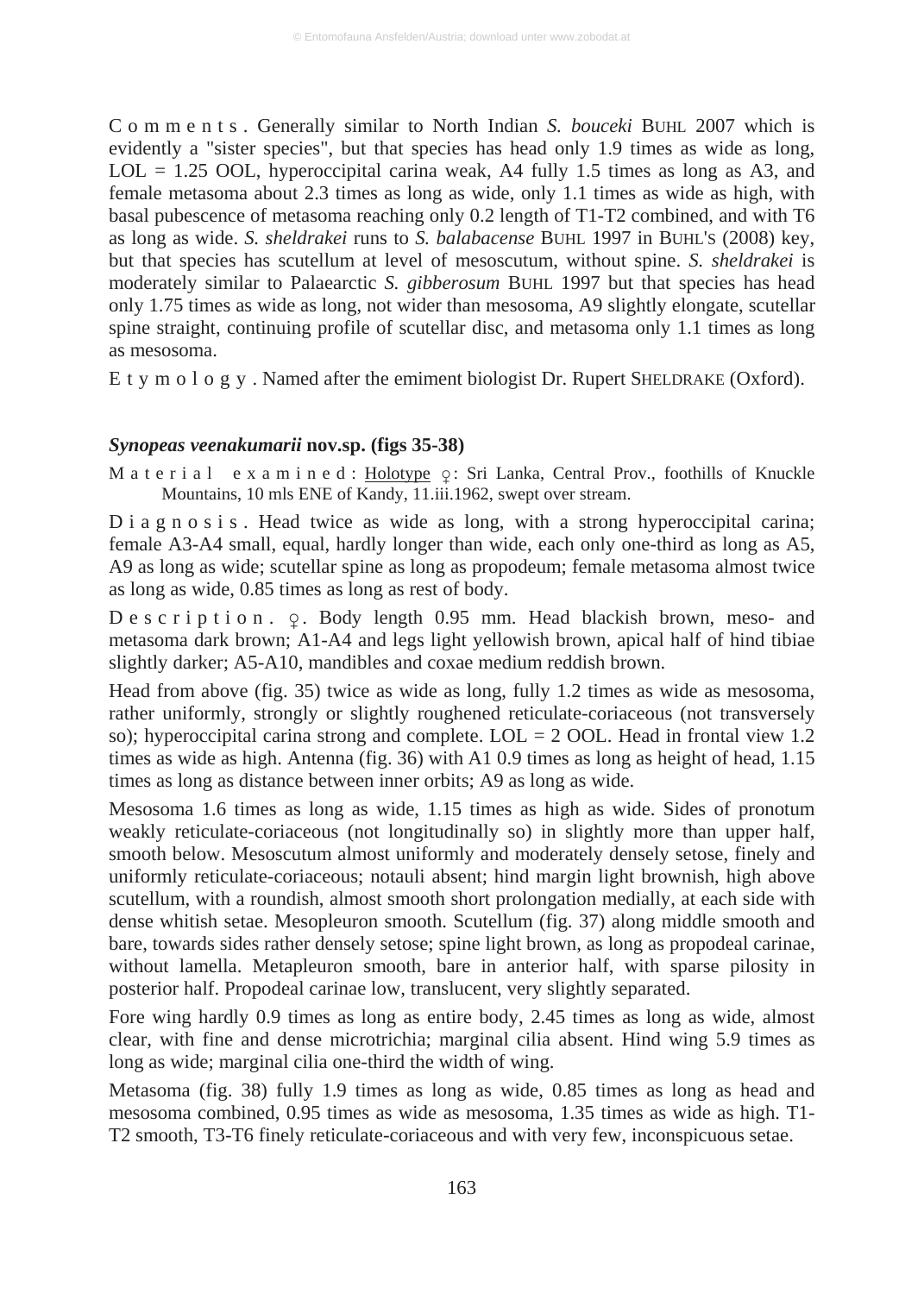C o m m e n t s . Generally similar to North Indian *S. bouceki* BUHL 2007 which is evidently a "sister species", but that species has head only 1.9 times as wide as long, LOL = 1.25 OOL, hyperoccipital carina weak, A4 fully 1.5 times as long as A3, and female metasoma about 2.3 times as long as wide, only 1.1 times as wide as high, with basal pubescence of metasoma reaching only 0.2 length of T1-T2 combined, and with T6 as long as wide. *S. sheldrakei* runs to *S. balabacense* BUHL 1997 in BUHL'S (2008) key, but that species has scutellum at level of mesoscutum, without spine. *S. sheldrakei* is moderately similar to Palaearctic *S. gibberosum* BUHL 1997 but that species has head only 1.75 times as wide as long, not wider than mesosoma, A9 slightly elongate, scutellar spine straight, continuing profile of scutellar disc, and metasoma only 1.1 times as long as mesosoma.

E t y m o l o g y . Named after the emiment biologist Dr. Rupert SHELDRAKE (Oxford).

### *Synopeas veenakumarii* nov.sp. (figs 35-38)

M a t e r i a l e x a m i n e d : Holotype ♀: Sri Lanka, Central Prov., foothills of Knuckle Mountains, 10 mls ENE of Kandy, 11.iii.1962, swept over stream.

D i a g n o s i s . Head twice as wide as long, with a strong hyperoccipital carina; female A3-A4 small, equal, hardly longer than wide, each only one-third as long as A5, A9 as long as wide; scutellar spine as long as propodeum; female metasoma almost twice as long as wide, 0.85 times as long as rest of body.

D e s c r i p t i o n . ♀. Body length 0.95 mm. Head blackish brown, meso- and metasoma dark brown; A1-A4 and legs light yellowish brown, apical half of hind tibiae slightly darker; A5-A10, mandibles and coxae medium reddish brown.

Head from above (fig. 35) twice as wide as long, fully 1.2 times as wide as mesosoma, rather uniformly, strongly or slightly roughened reticulate-coriaceous (not transversely so); hyperoccipital carina strong and complete. LOL = 2 OOL. Head in frontal view 1.2 times as wide as high. Antenna (fig. 36) with A1 0.9 times as long as height of head, 1.15 times as long as distance between inner orbits; A9 as long as wide.

Mesosoma 1.6 times as long as wide, 1.15 times as high as wide. Sides of pronotum weakly reticulate-coriaceous (not longitudinally so) in slightly more than upper half, smooth below. Mesoscutum almost uniformly and moderately densely setose, finely and uniformly reticulate-coriaceous; notauli absent; hind margin light brownish, high above scutellum, with a roundish, almost smooth short prolongation medially, at each side with dense whitish setae. Mesopleuron smooth. Scutellum (fig. 37) along middle smooth and bare, towards sides rather densely setose; spine light brown, as long as propodeal carinae, without lamella. Metapleuron smooth, bare in anterior half, with sparse pilosity in posterior half. Propodeal carinae low, translucent, very slightly separated.

Fore wing hardly 0.9 times as long as entire body, 2.45 times as long as wide, almost clear, with fine and dense microtrichia; marginal cilia absent. Hind wing 5.9 times as long as wide; marginal cilia one-third the width of wing.

Metasoma (fig. 38) fully 1.9 times as long as wide, 0.85 times as long as head and mesosoma combined, 0.95 times as wide as mesosoma, 1.35 times as wide as high. T1-T2 smooth, T3-T6 finely reticulate-coriaceous and with very few, inconspicuous setae.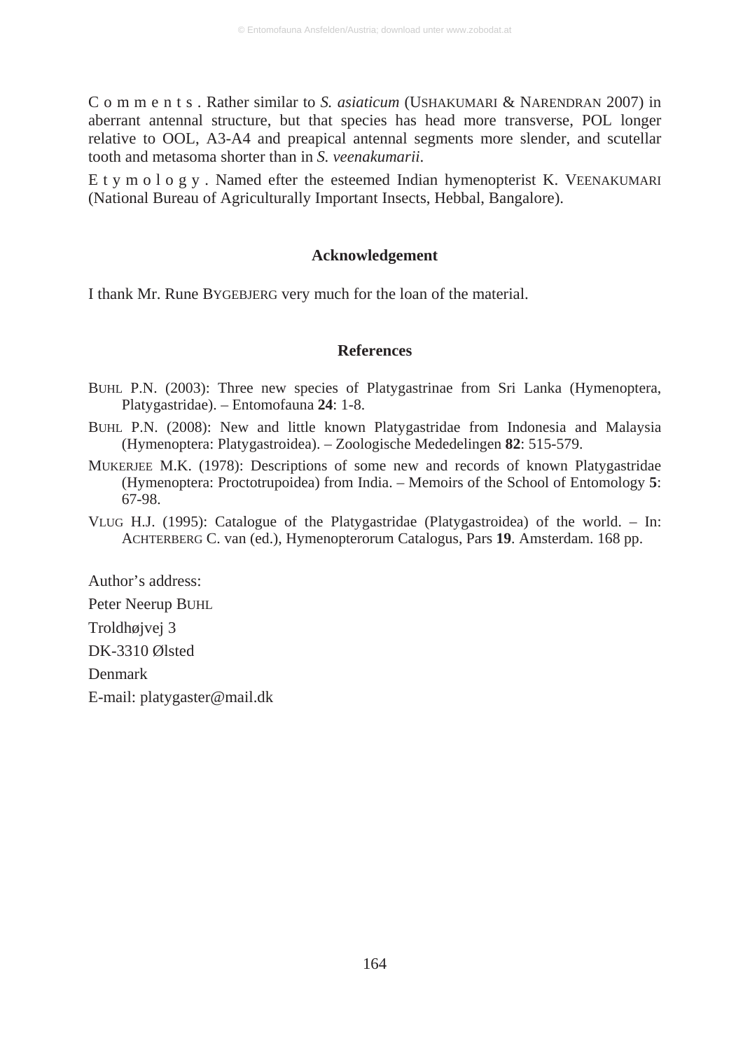C o m m e n t s . Rather similar to *S. asiaticum* (USHAKUMARI & NARENDRAN 2007) in aberrant antennal structure, but that species has head more transverse, POL longer relative to OOL, A3-A4 and preapical antennal segments more slender, and scutellar tooth and metasoma shorter than in *S. veenakumarii*.

E t y m o l o g y . Named efter the esteemed Indian hymenopterist K. VEENAKUMARI (National Bureau of Agriculturally Important Insects, Hebbal, Bangalore).

## Acknowledgement

I thank Mr. Rune BYGEBJERG very much for the loan of the material.

## References

BUHL P.N. (2003): Three new species of Platygastrinae from Sri Lanka (Hymenoptera, Platygastridae). – Entomofauna **24**: 1-8.

BUHL P.N. (2008): New and little known Platygastridae from Indonesia and Malaysia (Hymenoptera: Platygastroidea). – Zoologische Mededelingen **82**: 515-579.

MUKERJEE M.K. (1978): Descriptions of some new and records of known Platygastridae (Hymenoptera: Proctotrupoidea) from India. – Memoirs of the School of Entomology **5**: 67-98.

VLUG H.J. (1995): Catalogue of the Platygastridae (Platygastroidea) of the world. – In: ACHTERBERG C. van (ed.), Hymenopterorum Catalogus, Pars **19**. Amsterdam. 168 pp.

Author's address:

Peter Neerup BUHL

Troldhøjvej 3

DK-3310 Ølsted

Denmark

E-mail: platygaster@mail.dk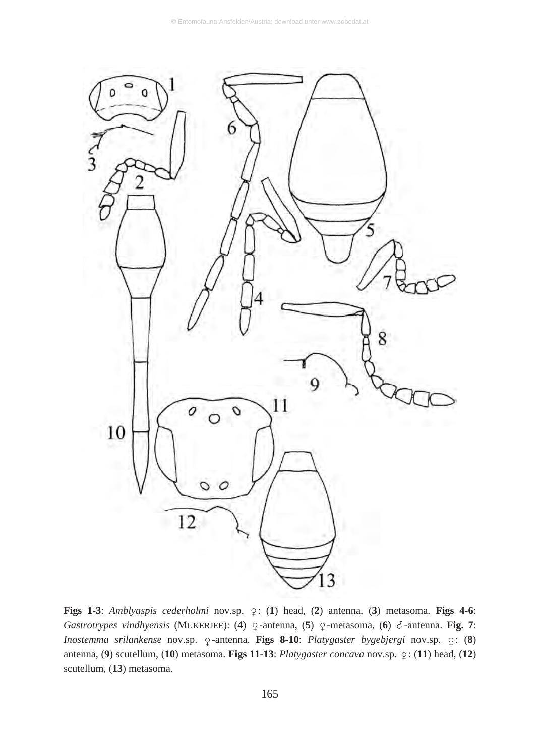**Figs 1-3**: *Amblyaspis cederholmi* nov.sp. ♀: (**1**) head, (**2**) antenna, (**3**) metasoma. **Figs 4-6**: *Gastrotrypes vindhyensis* (MUKERJEE): (**4**) ♀-antenna, (**5**) ♀-metasoma, (**6**) ♂-antenna. **Fig. 7**: *Inostemma srilankense* nov.sp. ♀-antenna. **Figs 8-10**: *Platygaster bygebjergi* nov.sp. ♀: (**8**) antenna, (**9**) scutellum, (**10**) metasoma. **Figs 11-13**: *Platygaster concava* nov.sp. ♀: (**11**) head, (**12**) scutellum, (**13**) metasoma.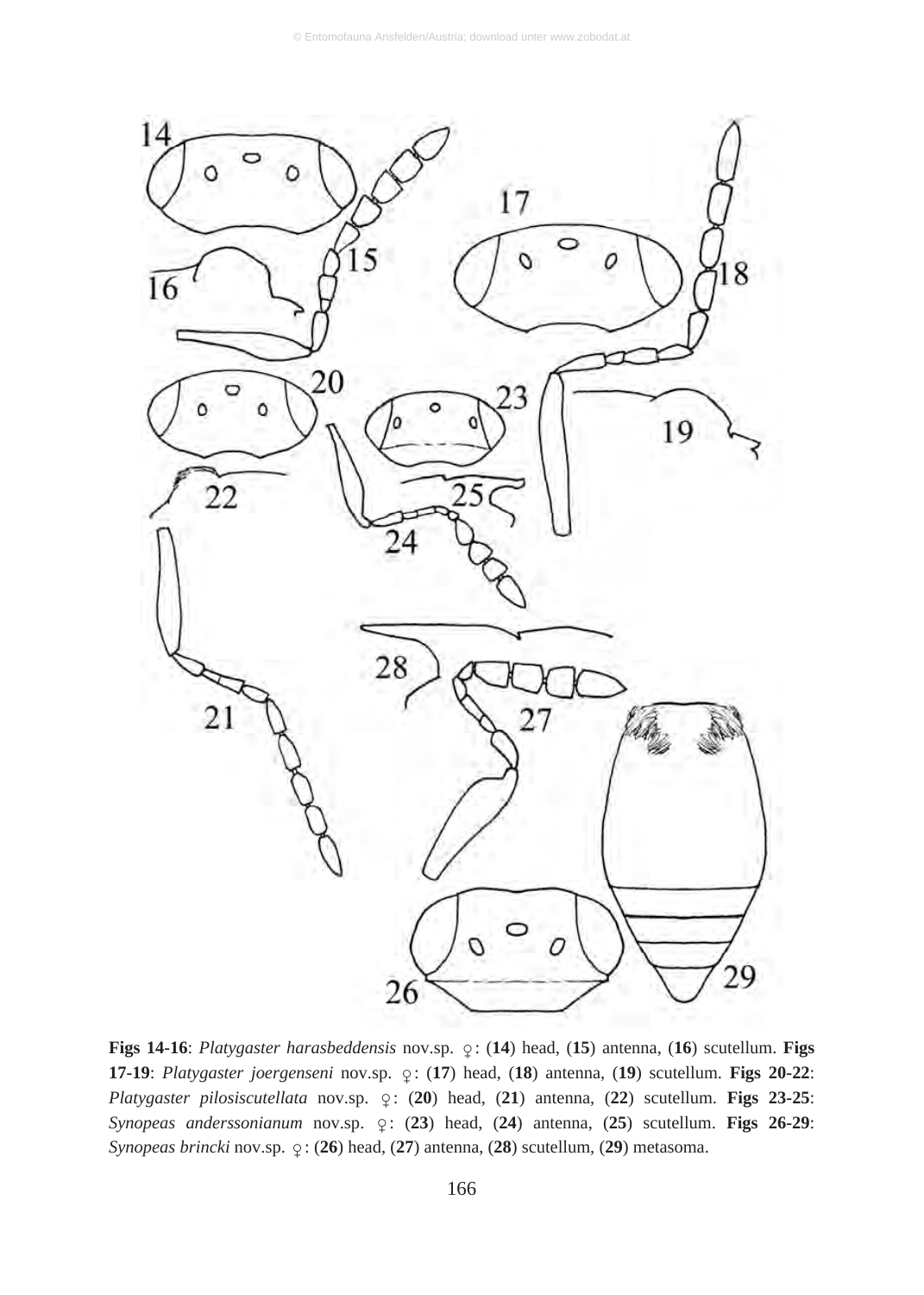**Figs 14-16**: *Platygaster harasbeddensis* nov.sp. ♀: (**14**) head, (**15**) antenna, (**16**) scutellum. **Figs 17-19**: *Platygaster joergenseni* nov.sp. ♀: (**17**) head, (**18**) antenna, (**19**) scutellum. **Figs 20-22**: *Platygaster pilosiscutellata* nov.sp. ♀: (**20**) head, (**21**) antenna, (**22**) scutellum. **Figs 23-25**: *Synopeas anderssonianum* nov.sp. ♀: (**23**) head, (**24**) antenna, (**25**) scutellum. **Figs 26-29**: *Synopeas brincki* nov.sp. ♀: (**26**) head, (**27**) antenna, (**28**) scutellum, (**29**) metasoma.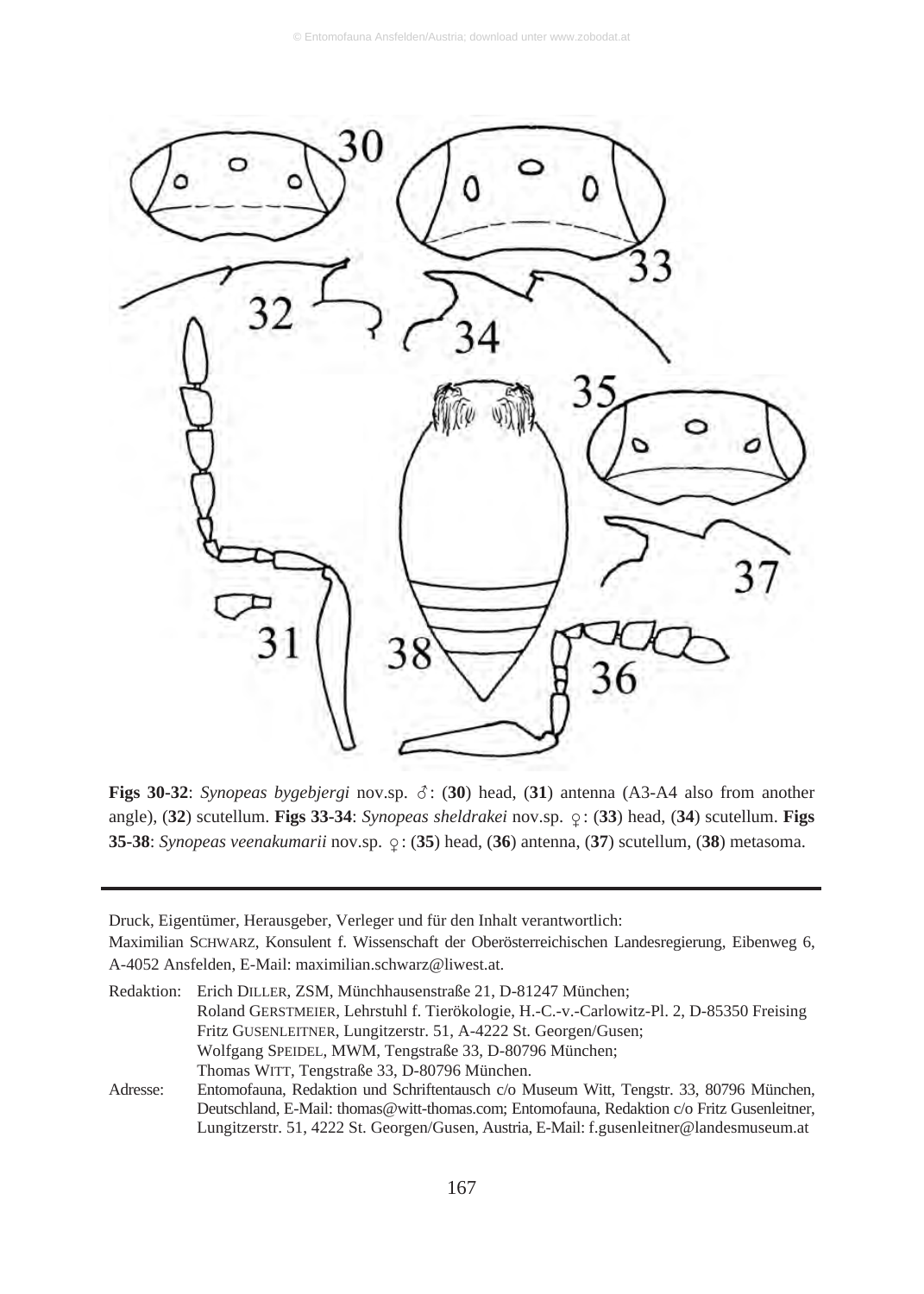**Figs 30-32**: *Synopeas bygebjergi* nov.sp. ♂: (**30**) head, (**31**) antenna (A3-A4 also from another angle), (**32**) scutellum. **Figs 33-34**: *Synopeas sheldrakei* nov.sp. ♀: (**33**) head, (**34**) scutellum. **Figs 35-38**: *Synopeas veenakumarii* nov.sp. ♀: (**35**) head, (**36**) antenna, (**37**) scutellum, (**38**) metasoma.

---

Druck, Eigentümer, Herausgeber, Verleger und für den Inhalt verantwortlich:
Maximilian SCHWARZ, Konsulent f. Wissenschaft der Oberösterreichischen Landesregierung, Eibenweg 6, A-4052 Ansfelden, E-Mail: maximilian.schwarz@liwest.at.

Redaktion: Erich DILLER, ZSM, Münchhausenstraße 21, D-81247 München;
Roland GERSTMEIER, Lehrstuhl f. Tierökologie, H.-C.-v.-Carlowitz-Pl. 2, D-85350 Freising
Fritz GUSENLEITNER, Lungitzerstr. 51, A-4222 St. Georgen/Gusen;
Wolfgang SPEIDEL, MWM, Tengstraße 33, D-80796 München;
Thomas WITT, Tengstraße 33, D-80796 München.

Adresse: Entomofauna, Redaktion und Schriftentausch c/o Museum Witt, Tengstr. 33, 80796 München, Deutschland, E-Mail: thomas@witt-thomas.com; Entomofauna, Redaktion c/o Fritz Gusenleitner, Lungitzerstr. 51, 4222 St. Georgen/Gusen, Austria, E-Mail: f.gusenleitner@landesmuseum.at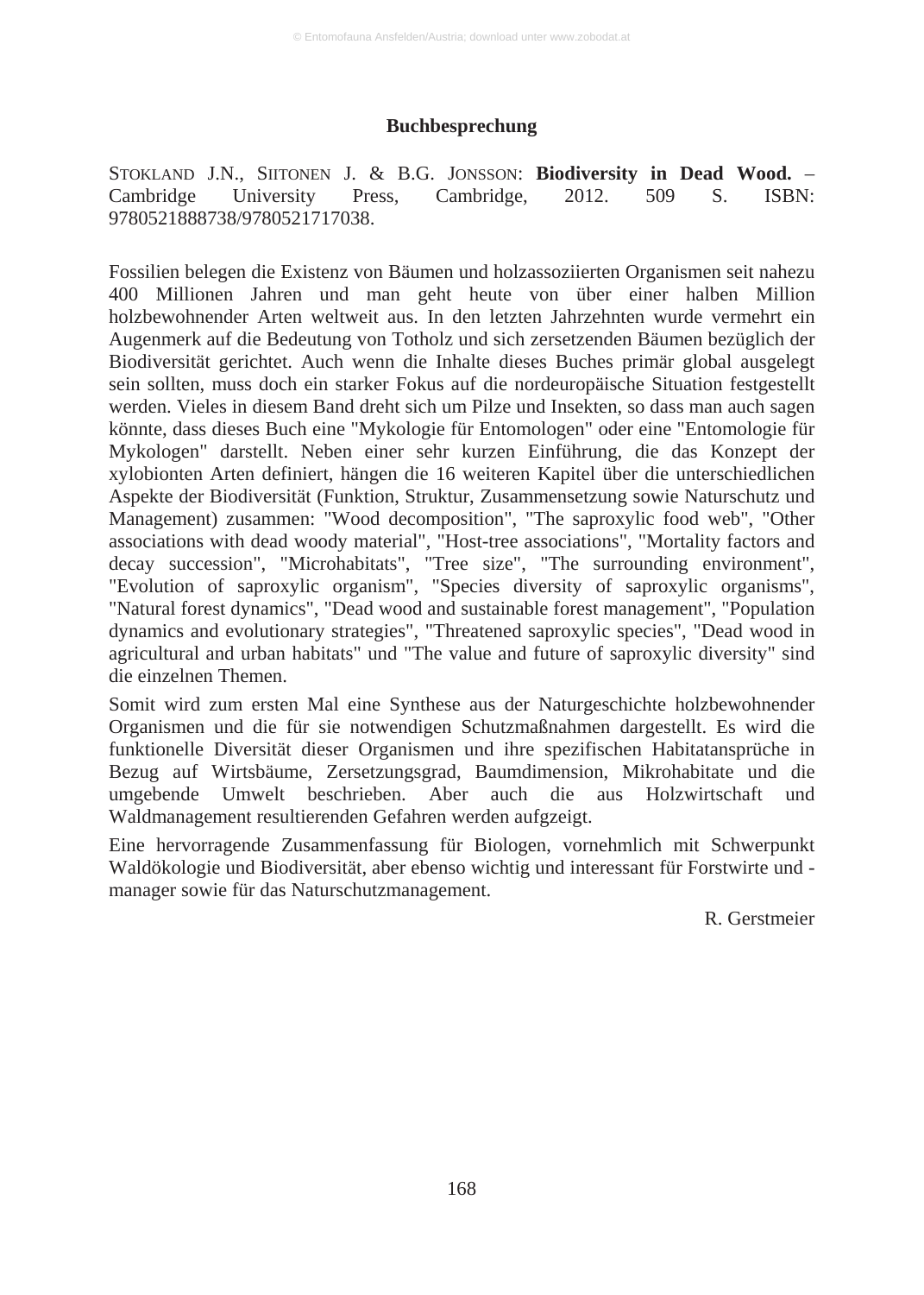## Buchbesprechung

STOKLAND J.N., SIITONEN J. & B.G. JONSSON: **Biodiversity in Dead Wood.** – Cambridge University Press, Cambridge, 2012. 509 S. ISBN: 9780521888738/9780521717038.

Fossilien belegen die Existenz von Bäumen und holzassoziierten Organismen seit nahezu 400 Millionen Jahren und man geht heute von über einer halben Million holzbewohnender Arten weltweit aus. In den letzten Jahrzehnten wurde vermehrt ein Augenmerk auf die Bedeutung von Totholz und sich zersetzenden Bäumen bezüglich der Biodiversität gerichtet. Auch wenn die Inhalte dieses Buches primär global ausgelegt sein sollten, muss doch ein starker Fokus auf die nordeuropäische Situation festgestellt werden. Vieles in diesem Band dreht sich um Pilze und Insekten, so dass man auch sagen könnte, dass dieses Buch eine "Mykologie für Entomologen" oder eine "Entomologie für Mykologen" darstellt. Neben einer sehr kurzen Einführung, die das Konzept der xylobionten Arten definiert, hängen die 16 weiteren Kapitel über die unterschiedlichen Aspekte der Biodiversität (Funktion, Struktur, Zusammensetzung sowie Naturschutz und Management) zusammen: "Wood decomposition", "The saproxylic food web", "Other associations with dead woody material", "Host-tree associations", "Mortality factors and decay succession", "Microhabitats", "Tree size", "The surrounding environment", "Evolution of saproxylic organism", "Species diversity of saproxylic organisms", "Natural forest dynamics", "Dead wood and sustainable forest management", "Population dynamics and evolutionary strategies", "Threatened saproxylic species", "Dead wood in agricultural and urban habitats" und "The value and future of saproxylic diversity" sind die einzelnen Themen.

Somit wird zum ersten Mal eine Synthese aus der Naturgeschichte holzbewohnender Organismen und die für sie notwendigen Schutzmaßnahmen dargestellt. Es wird die funktionelle Diversität dieser Organismen und ihre spezifischen Habitatansprüche in Bezug auf Wirtsbäume, Zersetzungsgrad, Baumdimension, Mikrohabitate und die umgebende Umwelt beschrieben. Aber auch die aus Holzwirtschaft und Waldmanagement resultierenden Gefahren werden aufgezeigt.

Eine hervorragende Zusammenfassung für Biologen, vornehmlich mit Schwerpunkt Waldökologie und Biodiversität, aber ebenso wichtig und interessant für Forstwirte und -manager sowie für das Naturschutzmanagement.

R. Gerstmeier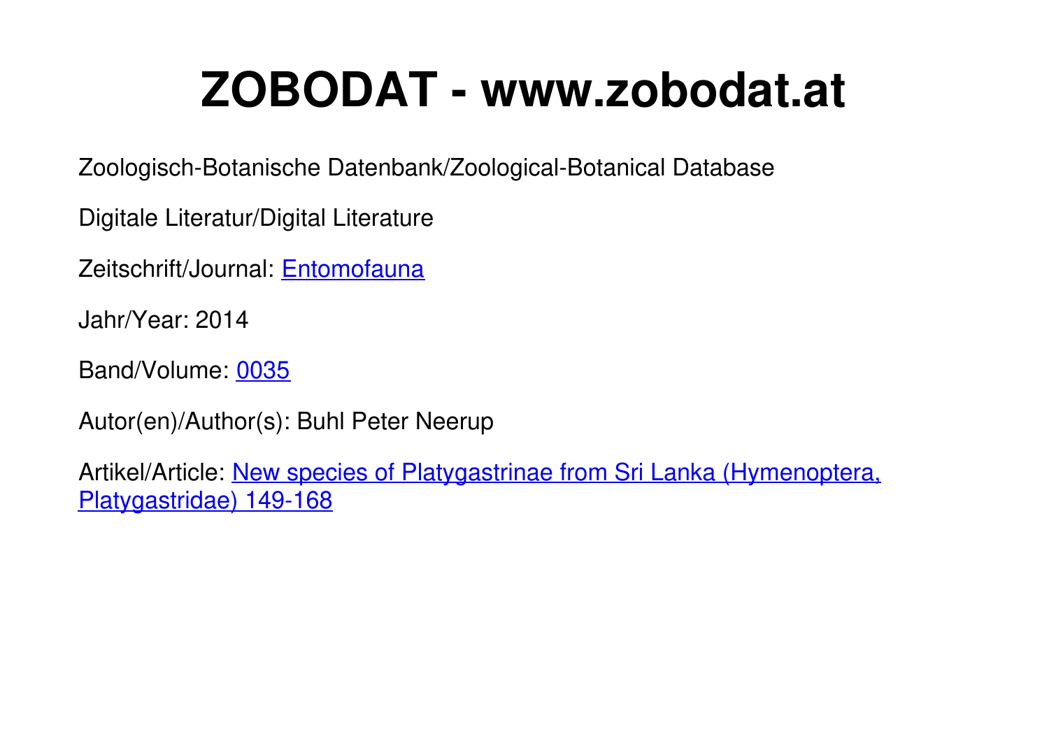# ZOBODAT - www.zobodat.at

Zoologisch-Botanische Datenbank/Zoological-Botanical Database

Digitale Literatur/Digital Literature

Zeitschrift/Journal: Entomofauna

Jahr/Year: 2014

Band/Volume: 0035

Autor(en)/Author(s): Buhl Peter Neerup

Artikel/Article: New species of Platygastrinae from Sri Lanka (Hymenoptera, Platygastridae) 149-168